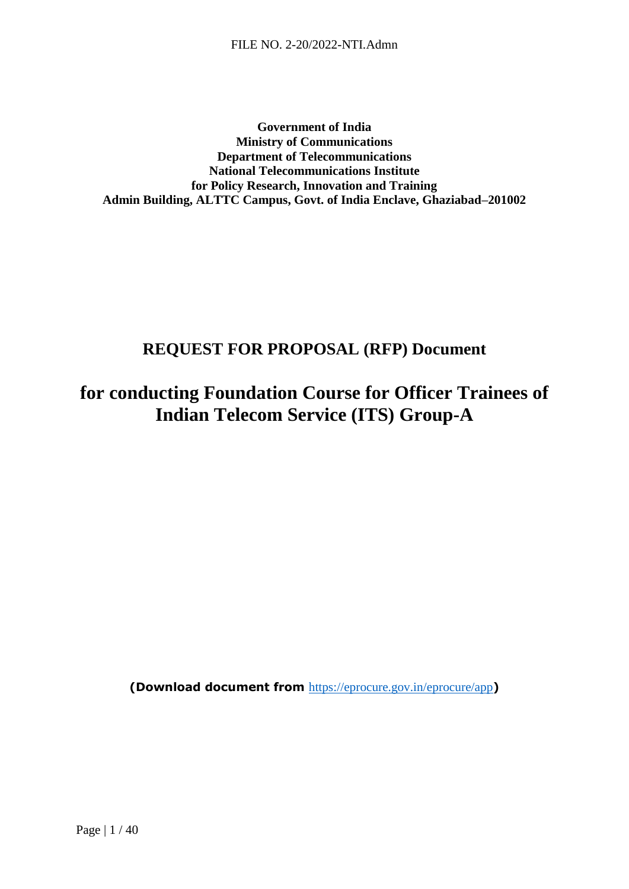FILE NO. 2-20/2022-NTI.Admn

**Government of India**
**Ministry of Communications**
**Department of Telecommunications**
**National Telecommunications Institute**
**for Policy Research, Innovation and Training**
**Admin Building, ALTTC Campus, Govt. of India Enclave, Ghaziabad–201002**

# REQUEST FOR PROPOSAL (RFP) Document

# for conducting Foundation Course for Officer Trainees of Indian Telecom Service (ITS) Group-A

**(Download document from** https://eprocure.gov.in/eprocure/app**)**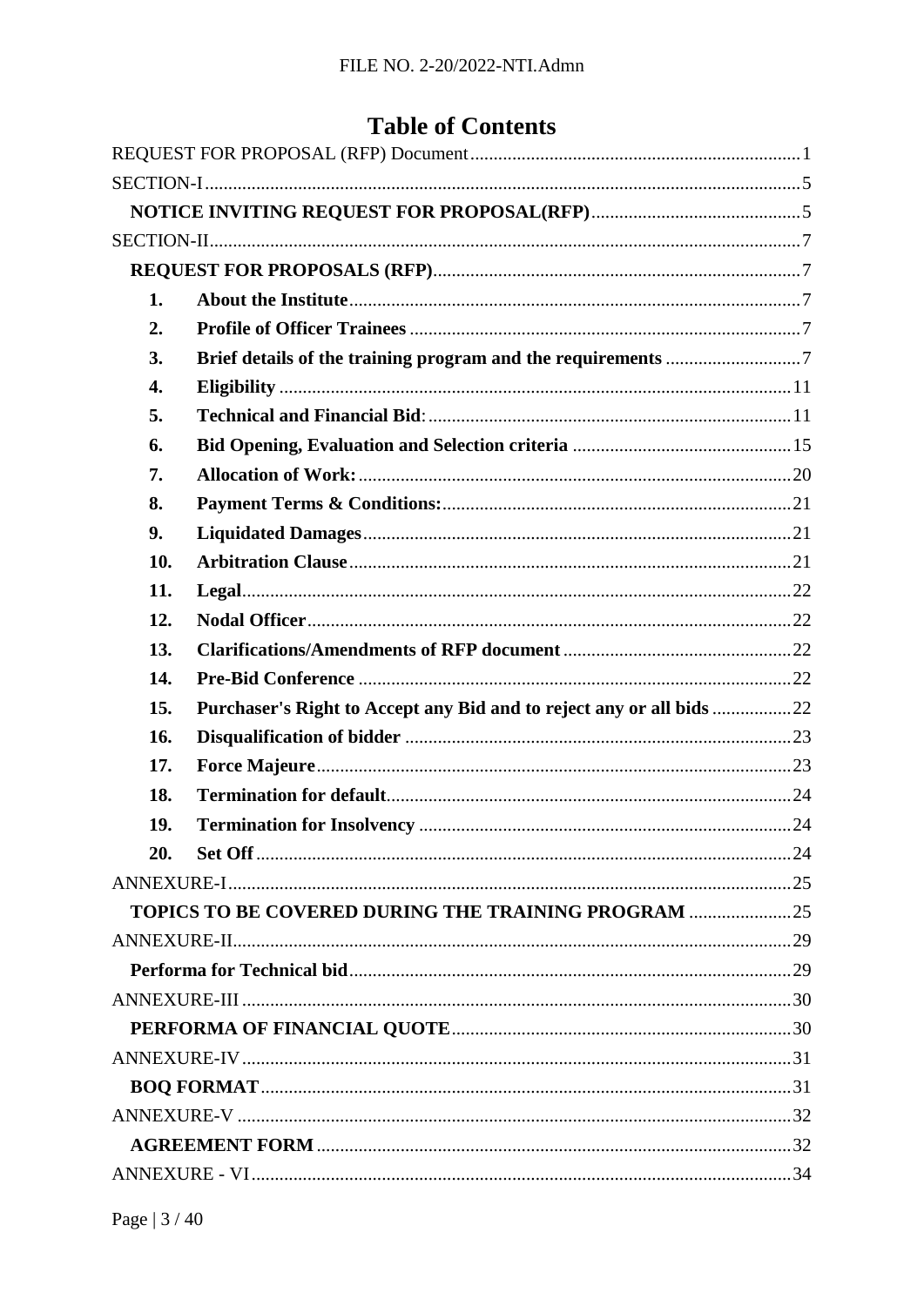# Table of Contents

REQUEST FOR PROPOSAL (RFP) Document ........ 1

SECTION-I ........ 5

**NOTICE INVITING REQUEST FOR PROPOSAL(RFP)** ........ 5

SECTION-II ........ 7

**REQUEST FOR PROPOSALS (RFP)** ........ 7

1. **About the Institute** ........ 7
2. **Profile of Officer Trainees** ........ 7
3. **Brief details of the training program and the requirements** ........ 7
4. **Eligibility** ........ 11
5. **Technical and Financial Bid**: ........ 11
6. **Bid Opening, Evaluation and Selection criteria** ........ 15
7. **Allocation of Work:** ........ 20
8. **Payment Terms & Conditions:** ........ 21
9. **Liquidated Damages** ........ 21
10. **Arbitration Clause** ........ 21
11. **Legal** ........ 22
12. **Nodal Officer** ........ 22
13. **Clarifications/Amendments of RFP document** ........ 22
14. **Pre-Bid Conference** ........ 22
15. **Purchaser's Right to Accept any Bid and to reject any or all bids** ........ 22
16. **Disqualification of bidder** ........ 23
17. **Force Majeure** ........ 23
18. **Termination for default** ........ 24
19. **Termination for Insolvency** ........ 24
20. **Set Off** ........ 24

ANNEXURE-I ........ 25

**TOPICS TO BE COVERED DURING THE TRAINING PROGRAM** ........ 25

ANNEXURE-II ........ 29

**Performa for Technical bid** ........ 29

ANNEXURE-III ........ 30

**PERFORMA OF FINANCIAL QUOTE** ........ 30

ANNEXURE-IV ........ 31

**BOQ FORMAT** ........ 31

ANNEXURE-V ........ 32

**AGREEMENT FORM** ........ 32

ANNEXURE - VI ........ 34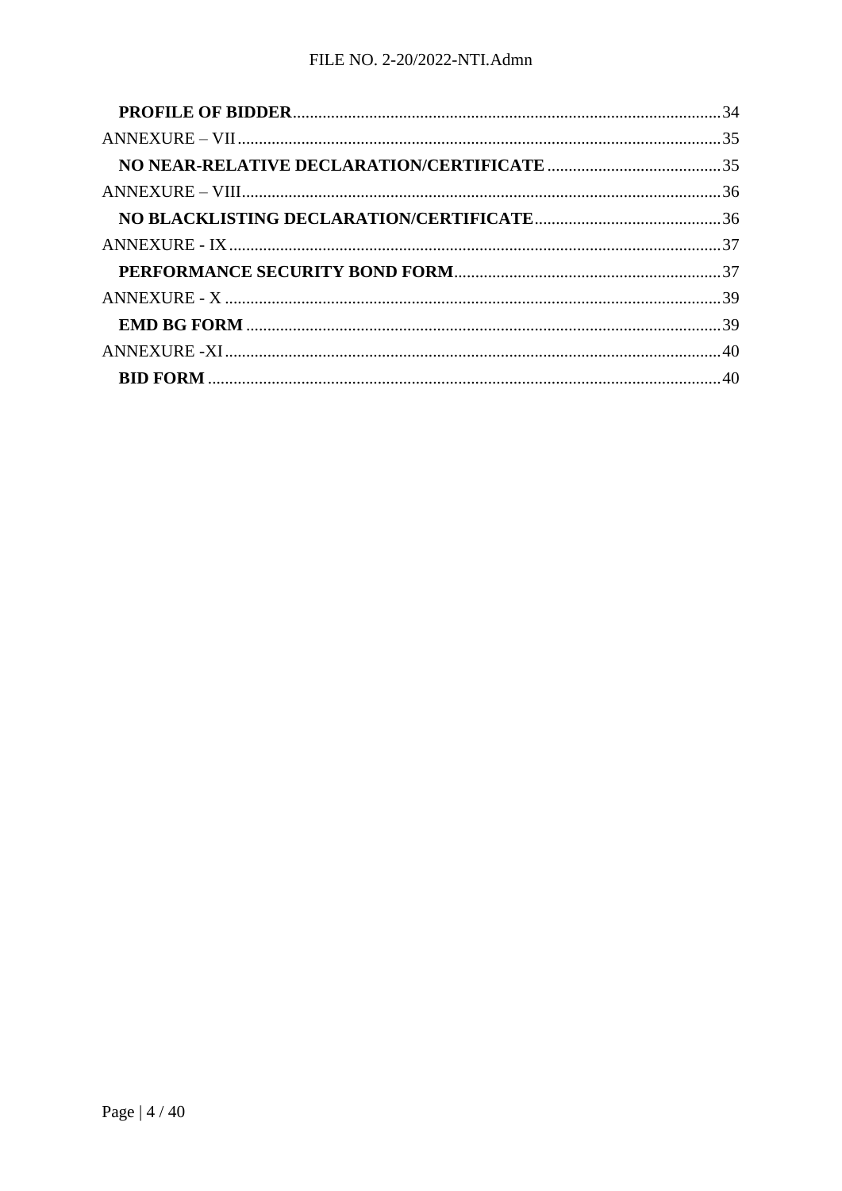**PROFILE OF BIDDER** .......... 34

ANNEXURE – VII .......... 35

**NO NEAR-RELATIVE DECLARATION/CERTIFICATE** .......... 35

ANNEXURE – VIII .......... 36

**NO BLACKLISTING DECLARATION/CERTIFICATE** .......... 36

ANNEXURE - IX .......... 37

**PERFORMANCE SECURITY BOND FORM** .......... 37

ANNEXURE - X .......... 39

**EMD BG FORM** .......... 39

ANNEXURE -XI .......... 40

**BID FORM** .......... 40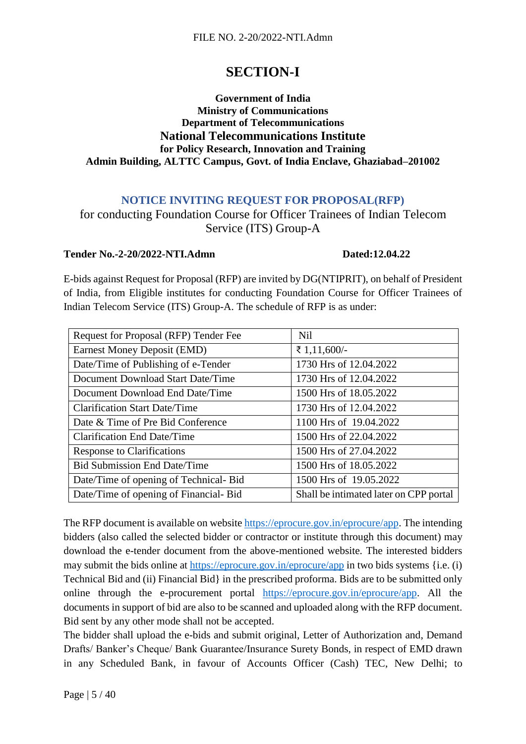# SECTION-I

**Government of India**
**Ministry of Communications**
**Department of Telecommunications**
**National Telecommunications Institute**
**for Policy Research, Innovation and Training**
**Admin Building, ALTTC Campus, Govt. of India Enclave, Ghaziabad–201002**

## NOTICE INVITING REQUEST FOR PROPOSAL(RFP)

for conducting Foundation Course for Officer Trainees of Indian Telecom Service (ITS) Group-A

**Tender No.-2-20/2022-NTI.Admn** **Dated:12.04.22**

E-bids against Request for Proposal (RFP) are invited by DG(NTIPRIT), on behalf of President of India, from Eligible institutes for conducting Foundation Course for Officer Trainees of Indian Telecom Service (ITS) Group-A. The schedule of RFP is as under:

| | |
|---|---|
| Request for Proposal (RFP) Tender Fee | Nil |
| Earnest Money Deposit (EMD) | ₹ 1,11,600/- |
| Date/Time of Publishing of e-Tender | 1730 Hrs of 12.04.2022 |
| Document Download Start Date/Time | 1730 Hrs of 12.04.2022 |
| Document Download End Date/Time | 1500 Hrs of 18.05.2022 |
| Clarification Start Date/Time | 1730 Hrs of 12.04.2022 |
| Date & Time of Pre Bid Conference | 1100 Hrs of 19.04.2022 |
| Clarification End Date/Time | 1500 Hrs of 22.04.2022 |
| Response to Clarifications | 1500 Hrs of 27.04.2022 |
| Bid Submission End Date/Time | 1500 Hrs of 18.05.2022 |
| Date/Time of opening of Technical- Bid | 1500 Hrs of 19.05.2022 |
| Date/Time of opening of Financial- Bid | Shall be intimated later on CPP portal |

The RFP document is available on website https://eprocure.gov.in/eprocure/app. The intending bidders (also called the selected bidder or contractor or institute through this document) may download the e-tender document from the above-mentioned website. The interested bidders may submit the bids online at https://eprocure.gov.in/eprocure/app in two bids systems {i.e. (i) Technical Bid and (ii) Financial Bid} in the prescribed proforma. Bids are to be submitted only online through the e-procurement portal https://eprocure.gov.in/eprocure/app. All the documents in support of bid are also to be scanned and uploaded along with the RFP document. Bid sent by any other mode shall not be accepted.

The bidder shall upload the e-bids and submit original, Letter of Authorization and, Demand Drafts/ Banker's Cheque/ Bank Guarantee/Insurance Surety Bonds, in respect of EMD drawn in any Scheduled Bank, in favour of Accounts Officer (Cash) TEC, New Delhi; to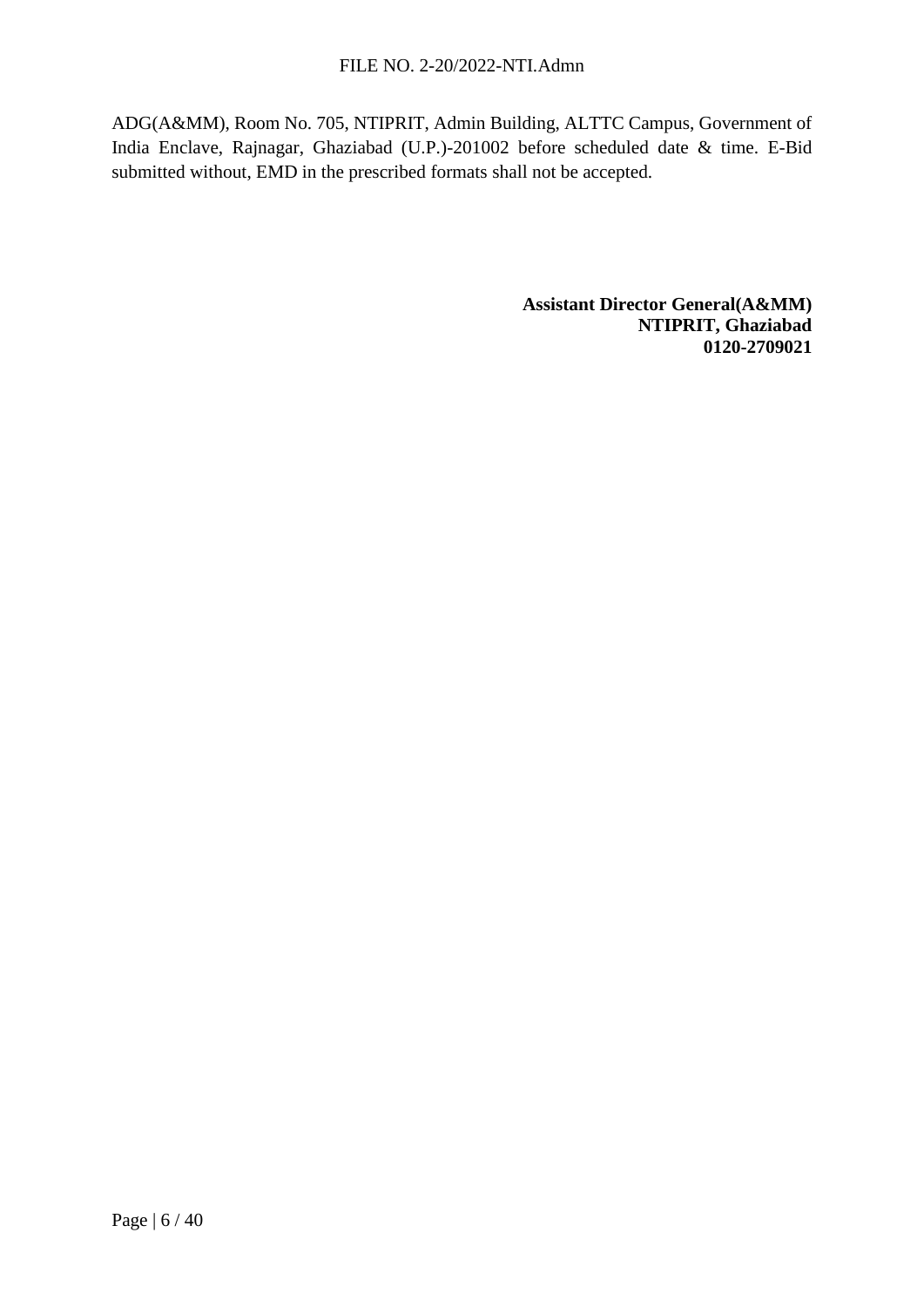ADG(A&MM), Room No. 705, NTIPRIT, Admin Building, ALTTC Campus, Government of India Enclave, Rajnagar, Ghaziabad (U.P.)-201002 before scheduled date & time. E-Bid submitted without, EMD in the prescribed formats shall not be accepted.

**Assistant Director General(A&MM)**
**NTIPRIT, Ghaziabad**
**0120-2709021**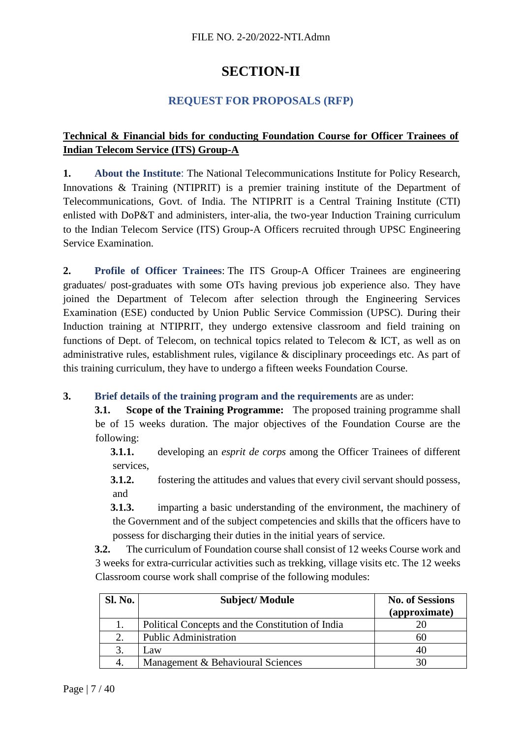# SECTION-II

## REQUEST FOR PROPOSALS (RFP)

**Technical & Financial bids for conducting Foundation Course for Officer Trainees of Indian Telecom Service (ITS) Group-A**

**1. About the Institute**: The National Telecommunications Institute for Policy Research, Innovations & Training (NTIPRIT) is a premier training institute of the Department of Telecommunications, Govt. of India. The NTIPRIT is a Central Training Institute (CTI) enlisted with DoP&T and administers, inter-alia, the two-year Induction Training curriculum to the Indian Telecom Service (ITS) Group-A Officers recruited through UPSC Engineering Service Examination.

**2. Profile of Officer Trainees**: The ITS Group-A Officer Trainees are engineering graduates/ post-graduates with some OTs having previous job experience also. They have joined the Department of Telecom after selection through the Engineering Services Examination (ESE) conducted by Union Public Service Commission (UPSC). During their Induction training at NTIPRIT, they undergo extensive classroom and field training on functions of Dept. of Telecom, on technical topics related to Telecom & ICT, as well as on administrative rules, establishment rules, vigilance & disciplinary proceedings etc. As part of this training curriculum, they have to undergo a fifteen weeks Foundation Course.

**3. Brief details of the training program and the requirements** are as under:

**3.1. Scope of the Training Programme:** The proposed training programme shall be of 15 weeks duration. The major objectives of the Foundation Course are the following:

**3.1.1.** developing an *esprit de corps* among the Officer Trainees of different services,

**3.1.2.** fostering the attitudes and values that every civil servant should possess, and

**3.1.3.** imparting a basic understanding of the environment, the machinery of the Government and of the subject competencies and skills that the officers have to possess for discharging their duties in the initial years of service.

**3.2.** The curriculum of Foundation course shall consist of 12 weeks Course work and 3 weeks for extra-curricular activities such as trekking, village visits etc. The 12 weeks Classroom course work shall comprise of the following modules:

| Sl. No. | Subject/ Module | No. of Sessions (approximate) |
|---|---|---|
| 1. | Political Concepts and the Constitution of India | 20 |
| 2. | Public Administration | 60 |
| 3. | Law | 40 |
| 4. | Management & Behavioural Sciences | 30 |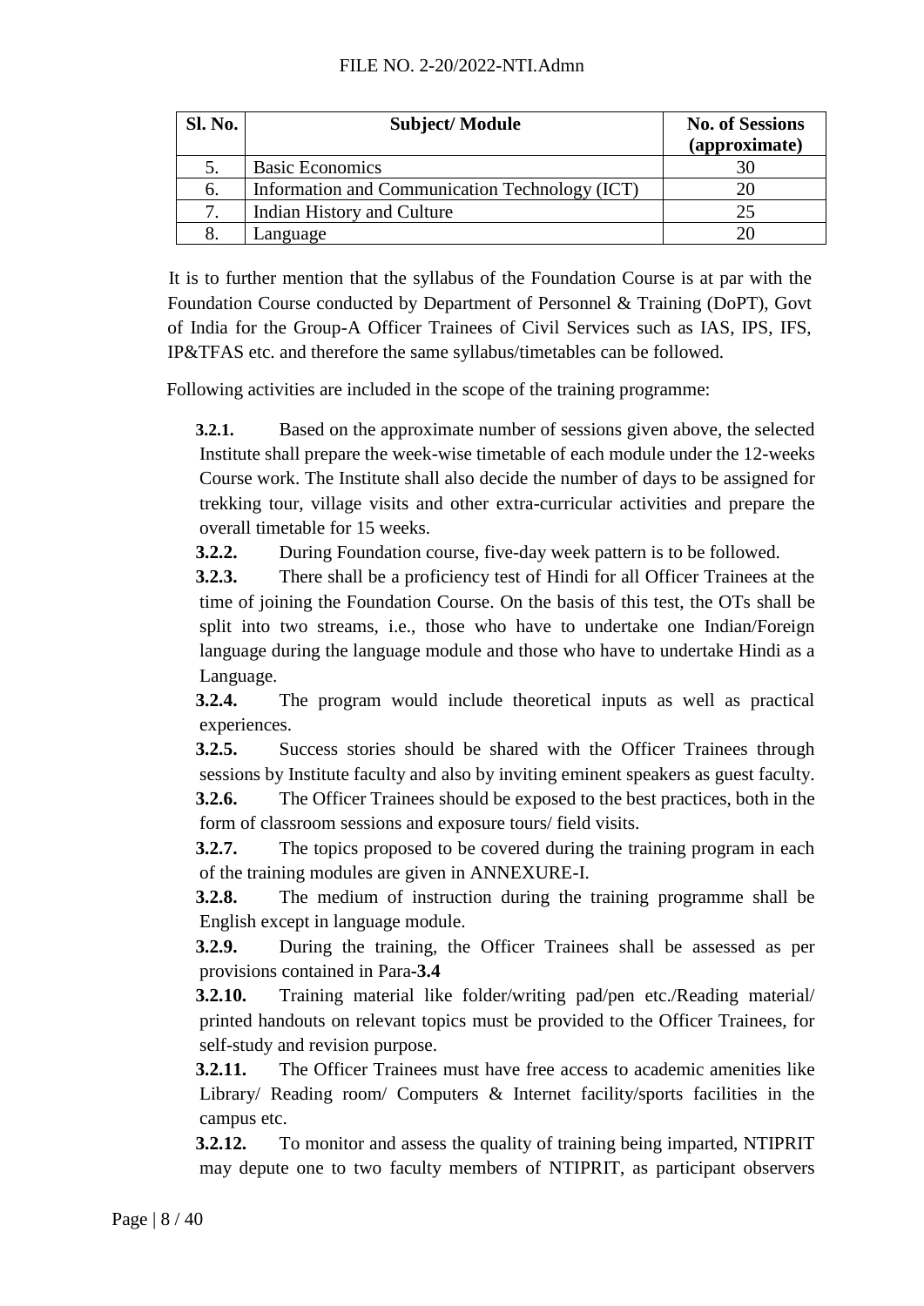| Sl. No. | Subject/ Module | No. of Sessions (approximate) |
|---|---|---|
| 5. | Basic Economics | 30 |
| 6. | Information and Communication Technology (ICT) | 20 |
| 7. | Indian History and Culture | 25 |
| 8. | Language | 20 |

It is to further mention that the syllabus of the Foundation Course is at par with the Foundation Course conducted by Department of Personnel & Training (DoPT), Govt of India for the Group-A Officer Trainees of Civil Services such as IAS, IPS, IFS, IP&TFAS etc. and therefore the same syllabus/timetables can be followed.

Following activities are included in the scope of the training programme:

**3.2.1.** Based on the approximate number of sessions given above, the selected Institute shall prepare the week-wise timetable of each module under the 12-weeks Course work. The Institute shall also decide the number of days to be assigned for trekking tour, village visits and other extra-curricular activities and prepare the overall timetable for 15 weeks.

**3.2.2.** During Foundation course, five-day week pattern is to be followed.

**3.2.3.** There shall be a proficiency test of Hindi for all Officer Trainees at the time of joining the Foundation Course. On the basis of this test, the OTs shall be split into two streams, i.e., those who have to undertake one Indian/Foreign language during the language module and those who have to undertake Hindi as a Language.

**3.2.4.** The program would include theoretical inputs as well as practical experiences.

**3.2.5.** Success stories should be shared with the Officer Trainees through sessions by Institute faculty and also by inviting eminent speakers as guest faculty.

**3.2.6.** The Officer Trainees should be exposed to the best practices, both in the form of classroom sessions and exposure tours/ field visits.

**3.2.7.** The topics proposed to be covered during the training program in each of the training modules are given in ANNEXURE-I.

**3.2.8.** The medium of instruction during the training programme shall be English except in language module.

**3.2.9.** During the training, the Officer Trainees shall be assessed as per provisions contained in Para-**3.4**

**3.2.10.** Training material like folder/writing pad/pen etc./Reading material/ printed handouts on relevant topics must be provided to the Officer Trainees, for self-study and revision purpose.

**3.2.11.** The Officer Trainees must have free access to academic amenities like Library/ Reading room/ Computers & Internet facility/sports facilities in the campus etc.

**3.2.12.** To monitor and assess the quality of training being imparted, NTIPRIT may depute one to two faculty members of NTIPRIT, as participant observers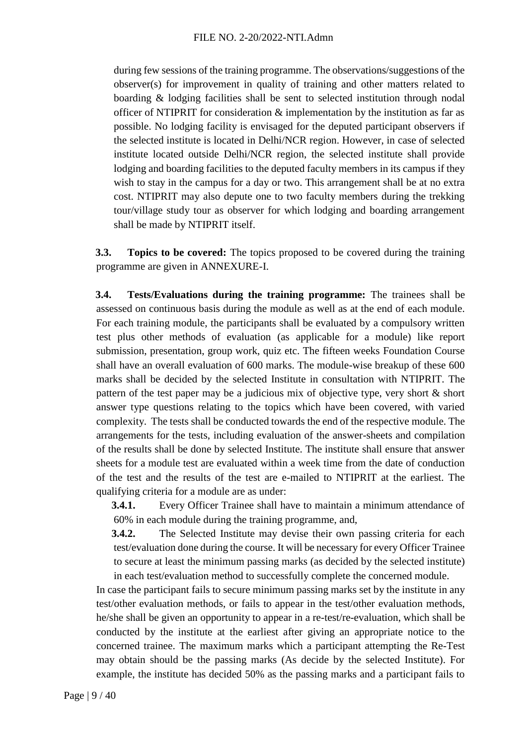during few sessions of the training programme. The observations/suggestions of the observer(s) for improvement in quality of training and other matters related to boarding & lodging facilities shall be sent to selected institution through nodal officer of NTIPRIT for consideration & implementation by the institution as far as possible. No lodging facility is envisaged for the deputed participant observers if the selected institute is located in Delhi/NCR region. However, in case of selected institute located outside Delhi/NCR region, the selected institute shall provide lodging and boarding facilities to the deputed faculty members in its campus if they wish to stay in the campus for a day or two. This arrangement shall be at no extra cost. NTIPRIT may also depute one to two faculty members during the trekking tour/village study tour as observer for which lodging and boarding arrangement shall be made by NTIPRIT itself.

**3.3. Topics to be covered:** The topics proposed to be covered during the training programme are given in ANNEXURE-I.

**3.4. Tests/Evaluations during the training programme:** The trainees shall be assessed on continuous basis during the module as well as at the end of each module. For each training module, the participants shall be evaluated by a compulsory written test plus other methods of evaluation (as applicable for a module) like report submission, presentation, group work, quiz etc. The fifteen weeks Foundation Course shall have an overall evaluation of 600 marks. The module-wise breakup of these 600 marks shall be decided by the selected Institute in consultation with NTIPRIT. The pattern of the test paper may be a judicious mix of objective type, very short & short answer type questions relating to the topics which have been covered, with varied complexity. The tests shall be conducted towards the end of the respective module. The arrangements for the tests, including evaluation of the answer-sheets and compilation of the results shall be done by selected Institute. The institute shall ensure that answer sheets for a module test are evaluated within a week time from the date of conduction of the test and the results of the test are e-mailed to NTIPRIT at the earliest. The qualifying criteria for a module are as under:

**3.4.1.** Every Officer Trainee shall have to maintain a minimum attendance of 60% in each module during the training programme, and,

**3.4.2.** The Selected Institute may devise their own passing criteria for each test/evaluation done during the course. It will be necessary for every Officer Trainee to secure at least the minimum passing marks (as decided by the selected institute) in each test/evaluation method to successfully complete the concerned module.

In case the participant fails to secure minimum passing marks set by the institute in any test/other evaluation methods, or fails to appear in the test/other evaluation methods, he/she shall be given an opportunity to appear in a re-test/re-evaluation, which shall be conducted by the institute at the earliest after giving an appropriate notice to the concerned trainee. The maximum marks which a participant attempting the Re-Test may obtain should be the passing marks (As decide by the selected Institute). For example, the institute has decided 50% as the passing marks and a participant fails to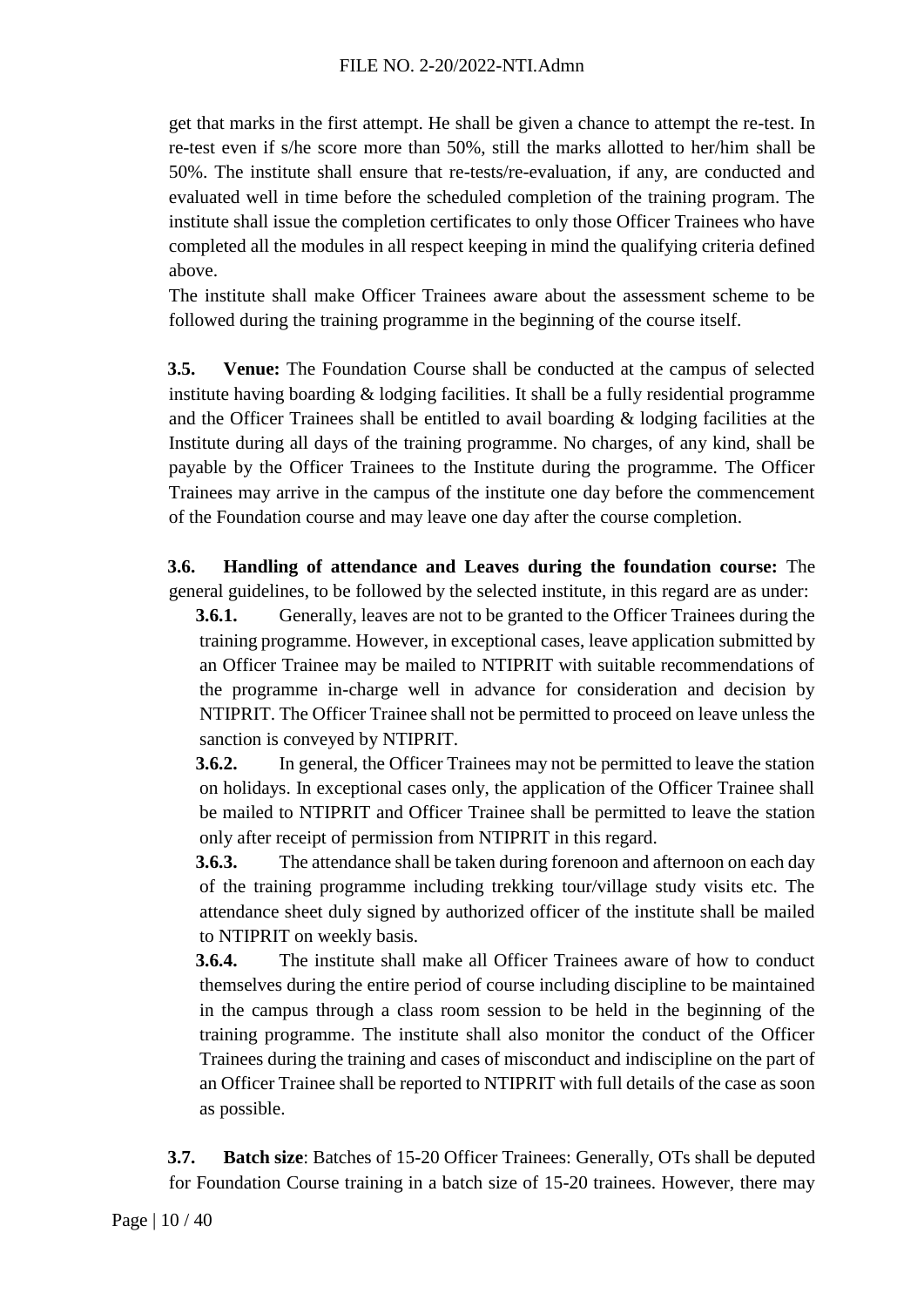get that marks in the first attempt. He shall be given a chance to attempt the re-test. In re-test even if s/he score more than 50%, still the marks allotted to her/him shall be 50%. The institute shall ensure that re-tests/re-evaluation, if any, are conducted and evaluated well in time before the scheduled completion of the training program. The institute shall issue the completion certificates to only those Officer Trainees who have completed all the modules in all respect keeping in mind the qualifying criteria defined above.

The institute shall make Officer Trainees aware about the assessment scheme to be followed during the training programme in the beginning of the course itself.

**3.5. Venue:** The Foundation Course shall be conducted at the campus of selected institute having boarding & lodging facilities. It shall be a fully residential programme and the Officer Trainees shall be entitled to avail boarding & lodging facilities at the Institute during all days of the training programme. No charges, of any kind, shall be payable by the Officer Trainees to the Institute during the programme. The Officer Trainees may arrive in the campus of the institute one day before the commencement of the Foundation course and may leave one day after the course completion.

**3.6. Handling of attendance and Leaves during the foundation course:** The general guidelines, to be followed by the selected institute, in this regard are as under:

**3.6.1.** Generally, leaves are not to be granted to the Officer Trainees during the training programme. However, in exceptional cases, leave application submitted by an Officer Trainee may be mailed to NTIPRIT with suitable recommendations of the programme in-charge well in advance for consideration and decision by NTIPRIT. The Officer Trainee shall not be permitted to proceed on leave unless the sanction is conveyed by NTIPRIT.

**3.6.2.** In general, the Officer Trainees may not be permitted to leave the station on holidays. In exceptional cases only, the application of the Officer Trainee shall be mailed to NTIPRIT and Officer Trainee shall be permitted to leave the station only after receipt of permission from NTIPRIT in this regard.

**3.6.3.** The attendance shall be taken during forenoon and afternoon on each day of the training programme including trekking tour/village study visits etc. The attendance sheet duly signed by authorized officer of the institute shall be mailed to NTIPRIT on weekly basis.

**3.6.4.** The institute shall make all Officer Trainees aware of how to conduct themselves during the entire period of course including discipline to be maintained in the campus through a class room session to be held in the beginning of the training programme. The institute shall also monitor the conduct of the Officer Trainees during the training and cases of misconduct and indiscipline on the part of an Officer Trainee shall be reported to NTIPRIT with full details of the case as soon as possible.

**3.7. Batch size**: Batches of 15-20 Officer Trainees: Generally, OTs shall be deputed for Foundation Course training in a batch size of 15-20 trainees. However, there may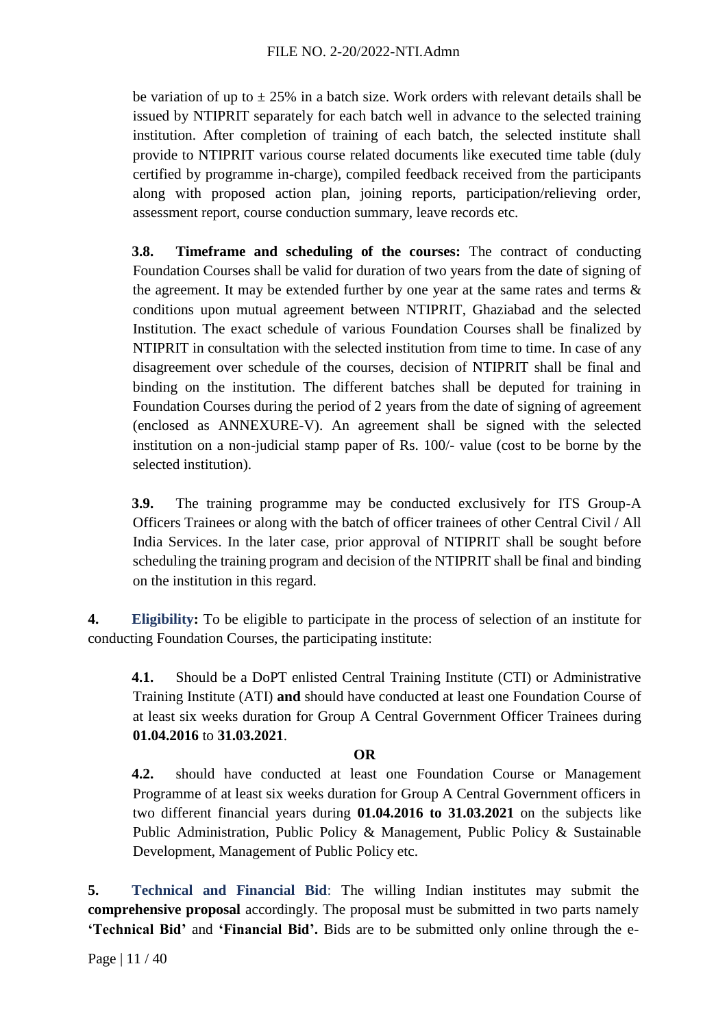be variation of up to ± 25% in a batch size. Work orders with relevant details shall be issued by NTIPRIT separately for each batch well in advance to the selected training institution. After completion of training of each batch, the selected institute shall provide to NTIPRIT various course related documents like executed time table (duly certified by programme in-charge), compiled feedback received from the participants along with proposed action plan, joining reports, participation/relieving order, assessment report, course conduction summary, leave records etc.

**3.8. Timeframe and scheduling of the courses:** The contract of conducting Foundation Courses shall be valid for duration of two years from the date of signing of the agreement. It may be extended further by one year at the same rates and terms & conditions upon mutual agreement between NTIPRIT, Ghaziabad and the selected Institution. The exact schedule of various Foundation Courses shall be finalized by NTIPRIT in consultation with the selected institution from time to time. In case of any disagreement over schedule of the courses, decision of NTIPRIT shall be final and binding on the institution. The different batches shall be deputed for training in Foundation Courses during the period of 2 years from the date of signing of agreement (enclosed as ANNEXURE-V). An agreement shall be signed with the selected institution on a non-judicial stamp paper of Rs. 100/- value (cost to be borne by the selected institution).

**3.9.** The training programme may be conducted exclusively for ITS Group-A Officers Trainees or along with the batch of officer trainees of other Central Civil / All India Services. In the later case, prior approval of NTIPRIT shall be sought before scheduling the training program and decision of the NTIPRIT shall be final and binding on the institution in this regard.

**4. Eligibility:** To be eligible to participate in the process of selection of an institute for conducting Foundation Courses, the participating institute:

**4.1.** Should be a DoPT enlisted Central Training Institute (CTI) or Administrative Training Institute (ATI) **and** should have conducted at least one Foundation Course of at least six weeks duration for Group A Central Government Officer Trainees during **01.04.2016** to **31.03.2021**.

**OR**

**4.2.** should have conducted at least one Foundation Course or Management Programme of at least six weeks duration for Group A Central Government officers in two different financial years during **01.04.2016 to 31.03.2021** on the subjects like Public Administration, Public Policy & Management, Public Policy & Sustainable Development, Management of Public Policy etc.

**5. Technical and Financial Bid**: The willing Indian institutes may submit the **comprehensive proposal** accordingly. The proposal must be submitted in two parts namely **'Technical Bid'** and **'Financial Bid'.** Bids are to be submitted only online through the e-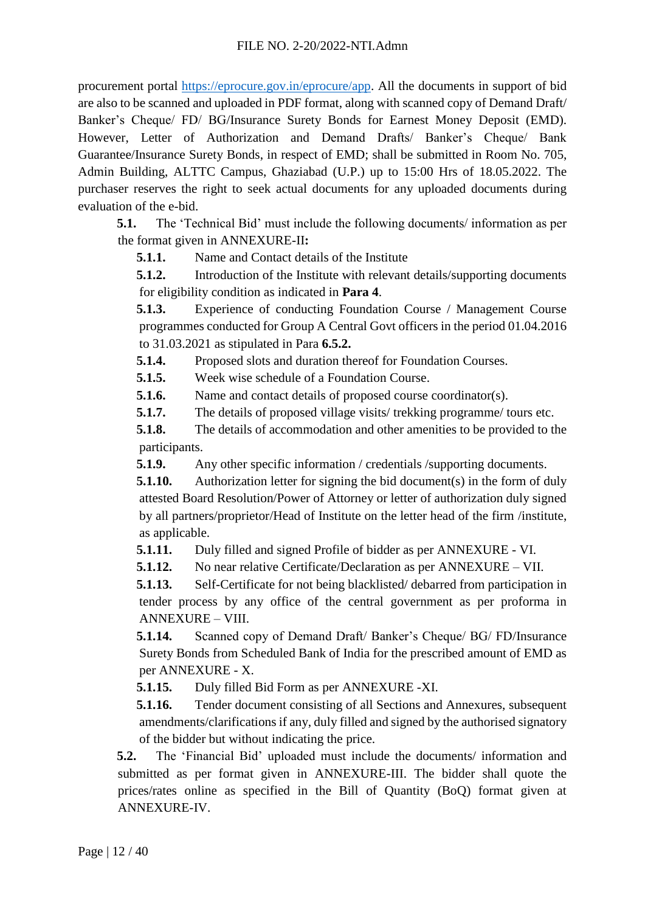procurement portal https://eprocure.gov.in/eprocure/app. All the documents in support of bid are also to be scanned and uploaded in PDF format, along with scanned copy of Demand Draft/ Banker's Cheque/ FD/ BG/Insurance Surety Bonds for Earnest Money Deposit (EMD). However, Letter of Authorization and Demand Drafts/ Banker's Cheque/ Bank Guarantee/Insurance Surety Bonds, in respect of EMD; shall be submitted in Room No. 705, Admin Building, ALTTC Campus, Ghaziabad (U.P.) up to 15:00 Hrs of 18.05.2022. The purchaser reserves the right to seek actual documents for any uploaded documents during evaluation of the e-bid.

**5.1.** The 'Technical Bid' must include the following documents/ information as per the format given in ANNEXURE-II**:**

**5.1.1.** Name and Contact details of the Institute

**5.1.2.** Introduction of the Institute with relevant details/supporting documents for eligibility condition as indicated in **Para 4**.

**5.1.3.** Experience of conducting Foundation Course / Management Course programmes conducted for Group A Central Govt officers in the period 01.04.2016 to 31.03.2021 as stipulated in Para **6.5.2.**

**5.1.4.** Proposed slots and duration thereof for Foundation Courses.

**5.1.5.** Week wise schedule of a Foundation Course.

**5.1.6.** Name and contact details of proposed course coordinator(s).

**5.1.7.** The details of proposed village visits/ trekking programme/ tours etc.

**5.1.8.** The details of accommodation and other amenities to be provided to the participants.

**5.1.9.** Any other specific information / credentials /supporting documents.

**5.1.10.** Authorization letter for signing the bid document(s) in the form of duly attested Board Resolution/Power of Attorney or letter of authorization duly signed by all partners/proprietor/Head of Institute on the letter head of the firm /institute, as applicable.

**5.1.11.** Duly filled and signed Profile of bidder as per ANNEXURE - VI.

**5.1.12.** No near relative Certificate/Declaration as per ANNEXURE – VII.

**5.1.13.** Self-Certificate for not being blacklisted/ debarred from participation in tender process by any office of the central government as per proforma in ANNEXURE – VIII.

**5.1.14.** Scanned copy of Demand Draft/ Banker's Cheque/ BG/ FD/Insurance Surety Bonds from Scheduled Bank of India for the prescribed amount of EMD as per ANNEXURE - X.

**5.1.15.** Duly filled Bid Form as per ANNEXURE -XI.

**5.1.16.** Tender document consisting of all Sections and Annexures, subsequent amendments/clarifications if any, duly filled and signed by the authorised signatory of the bidder but without indicating the price.

**5.2.** The 'Financial Bid' uploaded must include the documents/ information and submitted as per format given in ANNEXURE-III. The bidder shall quote the prices/rates online as specified in the Bill of Quantity (BoQ) format given at ANNEXURE-IV.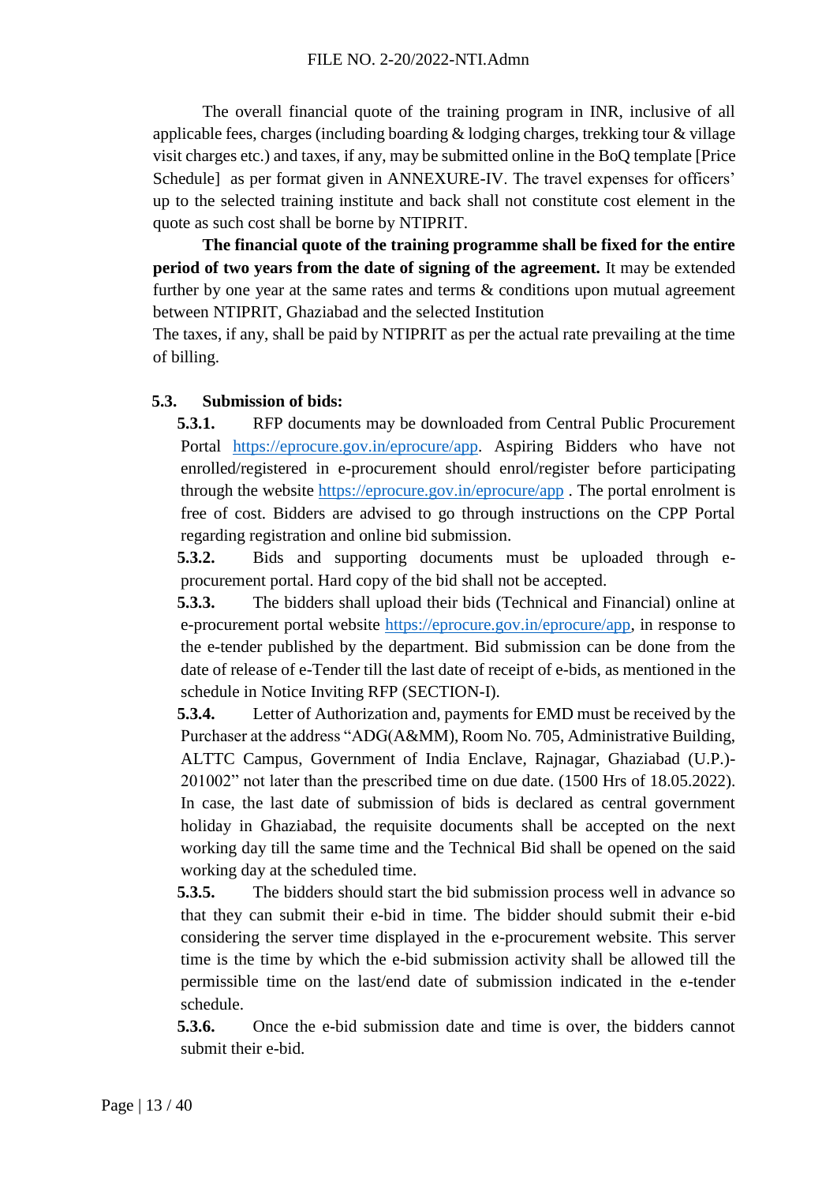The overall financial quote of the training program in INR, inclusive of all applicable fees, charges (including boarding & lodging charges, trekking tour & village visit charges etc.) and taxes, if any, may be submitted online in the BoQ template [Price Schedule] as per format given in ANNEXURE-IV. The travel expenses for officers' up to the selected training institute and back shall not constitute cost element in the quote as such cost shall be borne by NTIPRIT.

**The financial quote of the training programme shall be fixed for the entire period of two years from the date of signing of the agreement.** It may be extended further by one year at the same rates and terms & conditions upon mutual agreement between NTIPRIT, Ghaziabad and the selected Institution

The taxes, if any, shall be paid by NTIPRIT as per the actual rate prevailing at the time of billing.

**5.3. Submission of bids:**

**5.3.1.** RFP documents may be downloaded from Central Public Procurement Portal https://eprocure.gov.in/eprocure/app. Aspiring Bidders who have not enrolled/registered in e-procurement should enrol/register before participating through the website https://eprocure.gov.in/eprocure/app . The portal enrolment is free of cost. Bidders are advised to go through instructions on the CPP Portal regarding registration and online bid submission.

**5.3.2.** Bids and supporting documents must be uploaded through e-procurement portal. Hard copy of the bid shall not be accepted.

**5.3.3.** The bidders shall upload their bids (Technical and Financial) online at e-procurement portal website https://eprocure.gov.in/eprocure/app, in response to the e-tender published by the department. Bid submission can be done from the date of release of e-Tender till the last date of receipt of e-bids, as mentioned in the schedule in Notice Inviting RFP (SECTION-I).

**5.3.4.** Letter of Authorization and, payments for EMD must be received by the Purchaser at the address "ADG(A&MM), Room No. 705, Administrative Building, ALTTC Campus, Government of India Enclave, Rajnagar, Ghaziabad (U.P.)-201002" not later than the prescribed time on due date. (1500 Hrs of 18.05.2022). In case, the last date of submission of bids is declared as central government holiday in Ghaziabad, the requisite documents shall be accepted on the next working day till the same time and the Technical Bid shall be opened on the said working day at the scheduled time.

**5.3.5.** The bidders should start the bid submission process well in advance so that they can submit their e-bid in time. The bidder should submit their e-bid considering the server time displayed in the e-procurement website. This server time is the time by which the e-bid submission activity shall be allowed till the permissible time on the last/end date of submission indicated in the e-tender schedule.

**5.3.6.** Once the e-bid submission date and time is over, the bidders cannot submit their e-bid.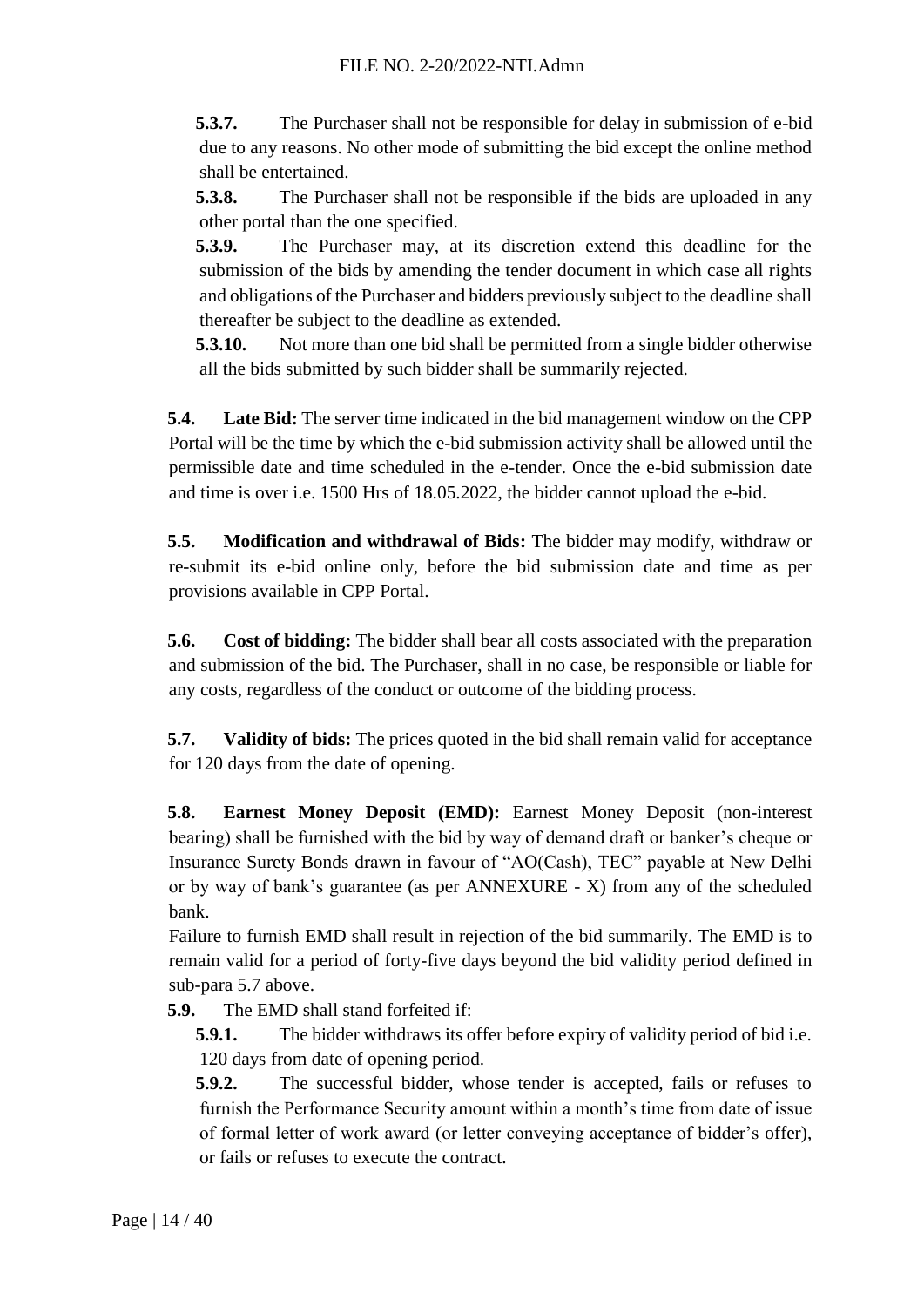**5.3.7.** The Purchaser shall not be responsible for delay in submission of e-bid due to any reasons. No other mode of submitting the bid except the online method shall be entertained.

**5.3.8.** The Purchaser shall not be responsible if the bids are uploaded in any other portal than the one specified.

**5.3.9.** The Purchaser may, at its discretion extend this deadline for the submission of the bids by amending the tender document in which case all rights and obligations of the Purchaser and bidders previously subject to the deadline shall thereafter be subject to the deadline as extended.

**5.3.10.** Not more than one bid shall be permitted from a single bidder otherwise all the bids submitted by such bidder shall be summarily rejected.

**5.4. Late Bid:** The server time indicated in the bid management window on the CPP Portal will be the time by which the e-bid submission activity shall be allowed until the permissible date and time scheduled in the e-tender. Once the e-bid submission date and time is over i.e. 1500 Hrs of 18.05.2022, the bidder cannot upload the e-bid.

**5.5. Modification and withdrawal of Bids:** The bidder may modify, withdraw or re-submit its e-bid online only, before the bid submission date and time as per provisions available in CPP Portal.

**5.6. Cost of bidding:** The bidder shall bear all costs associated with the preparation and submission of the bid. The Purchaser, shall in no case, be responsible or liable for any costs, regardless of the conduct or outcome of the bidding process.

**5.7. Validity of bids:** The prices quoted in the bid shall remain valid for acceptance for 120 days from the date of opening.

**5.8. Earnest Money Deposit (EMD):** Earnest Money Deposit (non-interest bearing) shall be furnished with the bid by way of demand draft or banker's cheque or Insurance Surety Bonds drawn in favour of "AO(Cash), TEC" payable at New Delhi or by way of bank's guarantee (as per ANNEXURE - X) from any of the scheduled bank.

Failure to furnish EMD shall result in rejection of the bid summarily. The EMD is to remain valid for a period of forty-five days beyond the bid validity period defined in sub-para 5.7 above.

**5.9.** The EMD shall stand forfeited if:

**5.9.1.** The bidder withdraws its offer before expiry of validity period of bid i.e. 120 days from date of opening period.

**5.9.2.** The successful bidder, whose tender is accepted, fails or refuses to furnish the Performance Security amount within a month's time from date of issue of formal letter of work award (or letter conveying acceptance of bidder's offer), or fails or refuses to execute the contract.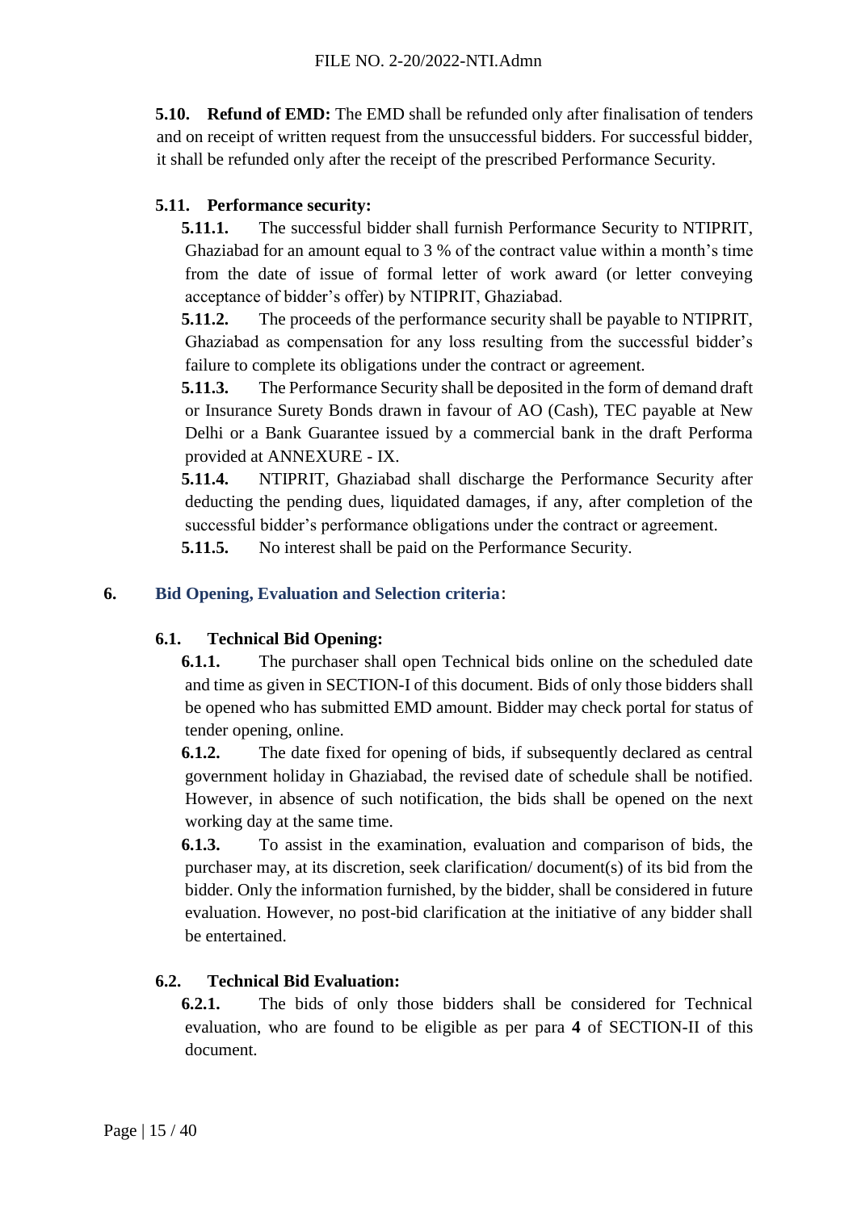**5.10. Refund of EMD:** The EMD shall be refunded only after finalisation of tenders and on receipt of written request from the unsuccessful bidders. For successful bidder, it shall be refunded only after the receipt of the prescribed Performance Security.

**5.11. Performance security:**

**5.11.1.** The successful bidder shall furnish Performance Security to NTIPRIT, Ghaziabad for an amount equal to 3 % of the contract value within a month's time from the date of issue of formal letter of work award (or letter conveying acceptance of bidder's offer) by NTIPRIT, Ghaziabad.

**5.11.2.** The proceeds of the performance security shall be payable to NTIPRIT, Ghaziabad as compensation for any loss resulting from the successful bidder's failure to complete its obligations under the contract or agreement.

**5.11.3.** The Performance Security shall be deposited in the form of demand draft or Insurance Surety Bonds drawn in favour of AO (Cash), TEC payable at New Delhi or a Bank Guarantee issued by a commercial bank in the draft Performa provided at ANNEXURE - IX.

**5.11.4.** NTIPRIT, Ghaziabad shall discharge the Performance Security after deducting the pending dues, liquidated damages, if any, after completion of the successful bidder's performance obligations under the contract or agreement.

**5.11.5.** No interest shall be paid on the Performance Security.

## 6. Bid Opening, Evaluation and Selection criteria:

**6.1. Technical Bid Opening:**

**6.1.1.** The purchaser shall open Technical bids online on the scheduled date and time as given in SECTION-I of this document. Bids of only those bidders shall be opened who has submitted EMD amount. Bidder may check portal for status of tender opening, online.

**6.1.2.** The date fixed for opening of bids, if subsequently declared as central government holiday in Ghaziabad, the revised date of schedule shall be notified. However, in absence of such notification, the bids shall be opened on the next working day at the same time.

**6.1.3.** To assist in the examination, evaluation and comparison of bids, the purchaser may, at its discretion, seek clarification/ document(s) of its bid from the bidder. Only the information furnished, by the bidder, shall be considered in future evaluation. However, no post-bid clarification at the initiative of any bidder shall be entertained.

**6.2. Technical Bid Evaluation:**

**6.2.1.** The bids of only those bidders shall be considered for Technical evaluation, who are found to be eligible as per para **4** of SECTION-II of this document.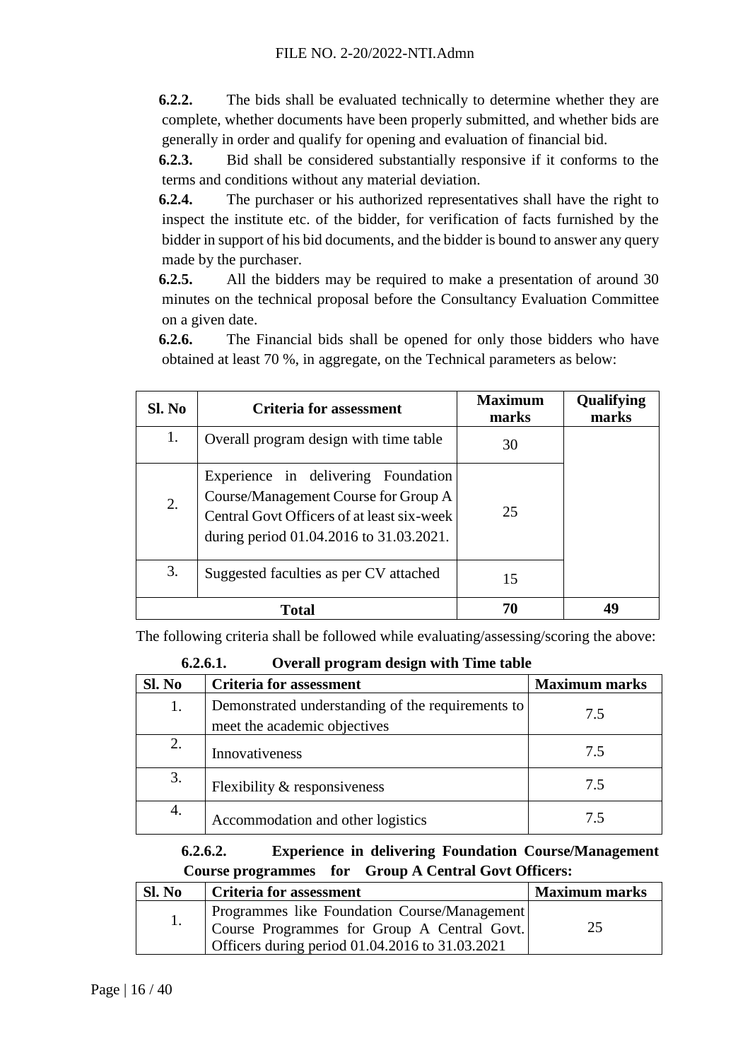**6.2.2.** The bids shall be evaluated technically to determine whether they are complete, whether documents have been properly submitted, and whether bids are generally in order and qualify for opening and evaluation of financial bid.

**6.2.3.** Bid shall be considered substantially responsive if it conforms to the terms and conditions without any material deviation.

**6.2.4.** The purchaser or his authorized representatives shall have the right to inspect the institute etc. of the bidder, for verification of facts furnished by the bidder in support of his bid documents, and the bidder is bound to answer any query made by the purchaser.

**6.2.5.** All the bidders may be required to make a presentation of around 30 minutes on the technical proposal before the Consultancy Evaluation Committee on a given date.

**6.2.6.** The Financial bids shall be opened for only those bidders who have obtained at least 70 %, in aggregate, on the Technical parameters as below:

| Sl. No | Criteria for assessment | Maximum marks | Qualifying marks |
|---|---|---|---|
| 1. | Overall program design with time table | 30 | |
| 2. | Experience in delivering Foundation Course/Management Course for Group A Central Govt Officers of at least six-week during period 01.04.2016 to 31.03.2021. | 25 | |
| 3. | Suggested faculties as per CV attached | 15 | |
| **Total** | | **70** | **49** |

The following criteria shall be followed while evaluating/assessing/scoring the above:

**6.2.6.1. Overall program design with Time table**

| Sl. No | Criteria for assessment | Maximum marks |
|---|---|---|
| 1. | Demonstrated understanding of the requirements to meet the academic objectives | 7.5 |
| 2. | Innovativeness | 7.5 |
| 3. | Flexibility & responsiveness | 7.5 |
| 4. | Accommodation and other logistics | 7.5 |

**6.2.6.2. Experience in delivering Foundation Course/Management Course programmes for Group A Central Govt Officers:**

| Sl. No | Criteria for assessment | Maximum marks |
|---|---|---|
| 1. | Programmes like Foundation Course/Management Course Programmes for Group A Central Govt. Officers during period 01.04.2016 to 31.03.2021 | 25 |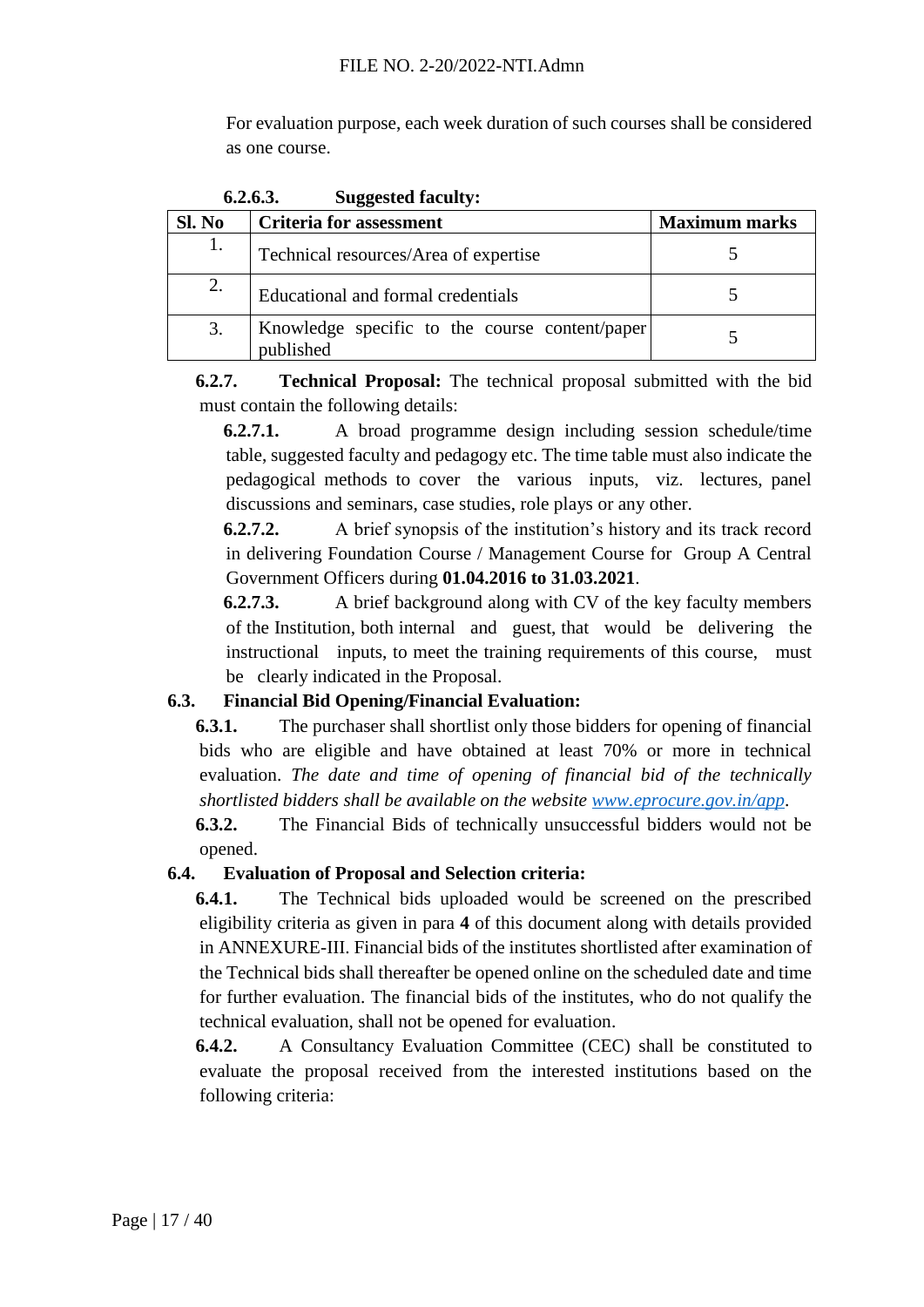For evaluation purpose, each week duration of such courses shall be considered as one course.

**6.2.6.3. Suggested faculty:**

| Sl. No | Criteria for assessment | Maximum marks |
|---|---|---|
| 1. | Technical resources/Area of expertise | 5 |
| 2. | Educational and formal credentials | 5 |
| 3. | Knowledge specific to the course content/paper published | 5 |

**6.2.7. Technical Proposal:** The technical proposal submitted with the bid must contain the following details:

**6.2.7.1.** A broad programme design including session schedule/time table, suggested faculty and pedagogy etc. The time table must also indicate the pedagogical methods to cover the various inputs, viz. lectures, panel discussions and seminars, case studies, role plays or any other.

**6.2.7.2.** A brief synopsis of the institution's history and its track record in delivering Foundation Course / Management Course for Group A Central Government Officers during **01.04.2016 to 31.03.2021**.

**6.2.7.3.** A brief background along with CV of the key faculty members of the Institution, both internal and guest, that would be delivering the instructional inputs, to meet the training requirements of this course, must be clearly indicated in the Proposal.

## 6.3. Financial Bid Opening/Financial Evaluation:

**6.3.1.** The purchaser shall shortlist only those bidders for opening of financial bids who are eligible and have obtained at least 70% or more in technical evaluation. *The date and time of opening of financial bid of the technically shortlisted bidders shall be available on the website [www.eprocure.gov.in/app](www.eprocure.gov.in/app).*

**6.3.2.** The Financial Bids of technically unsuccessful bidders would not be opened.

## 6.4. Evaluation of Proposal and Selection criteria:

**6.4.1.** The Technical bids uploaded would be screened on the prescribed eligibility criteria as given in para **4** of this document along with details provided in ANNEXURE-III. Financial bids of the institutes shortlisted after examination of the Technical bids shall thereafter be opened online on the scheduled date and time for further evaluation. The financial bids of the institutes, who do not qualify the technical evaluation, shall not be opened for evaluation.

**6.4.2.** A Consultancy Evaluation Committee (CEC) shall be constituted to evaluate the proposal received from the interested institutions based on the following criteria: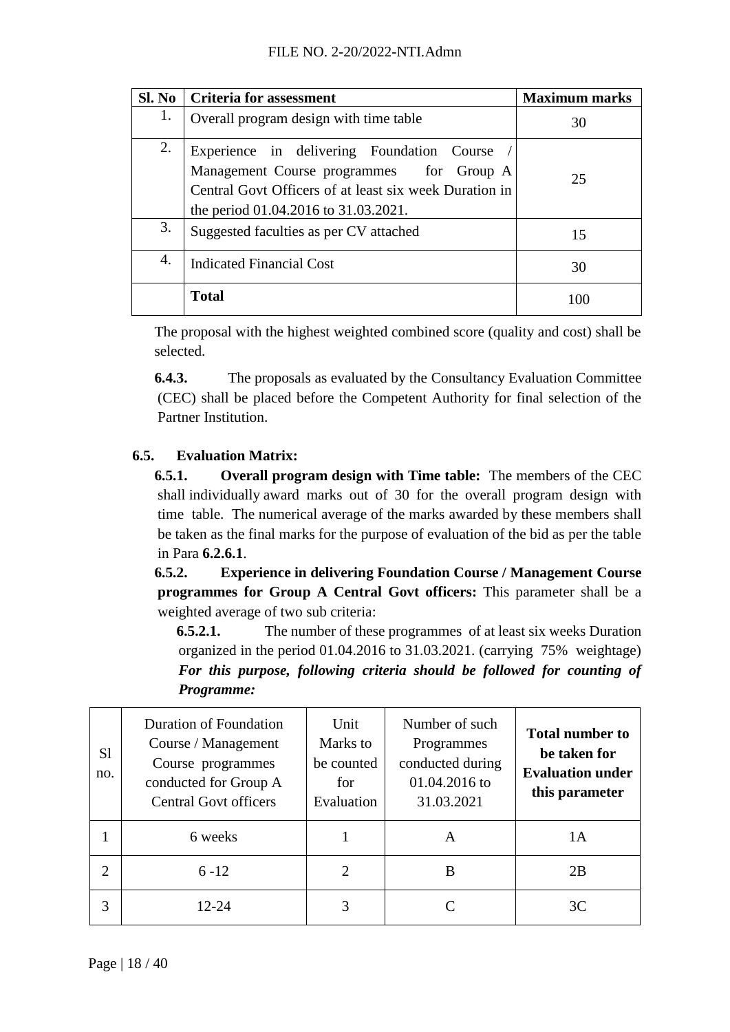| Sl. No | Criteria for assessment | Maximum marks |
|---|---|---|
| 1. | Overall program design with time table | 30 |
| 2. | Experience in delivering Foundation Course / Management Course programmes for Group A Central Govt Officers of at least six week Duration in the period 01.04.2016 to 31.03.2021. | 25 |
| 3. | Suggested faculties as per CV attached | 15 |
| 4. | Indicated Financial Cost | 30 |
| | **Total** | 100 |

The proposal with the highest weighted combined score (quality and cost) shall be selected.

**6.4.3.** The proposals as evaluated by the Consultancy Evaluation Committee (CEC) shall be placed before the Competent Authority for final selection of the Partner Institution.

### 6.5. Evaluation Matrix:

**6.5.1. Overall program design with Time table:** The members of the CEC shall individually award marks out of 30 for the overall program design with time table. The numerical average of the marks awarded by these members shall be taken as the final marks for the purpose of evaluation of the bid as per the table in Para **6.2.6.1**.

**6.5.2. Experience in delivering Foundation Course / Management Course programmes for Group A Central Govt officers:** This parameter shall be a weighted average of two sub criteria:

**6.5.2.1.** The number of these programmes of at least six weeks Duration organized in the period 01.04.2016 to 31.03.2021. (carrying 75% weightage) ***For this purpose, following criteria should be followed for counting of Programme:***

| Sl no. | Duration of Foundation Course / Management Course programmes conducted for Group A Central Govt officers | Unit Marks to be counted for Evaluation | Number of such Programmes conducted during 01.04.2016 to 31.03.2021 | **Total number to be taken for Evaluation under this parameter** |
|---|---|---|---|---|
| 1 | 6 weeks | 1 | A | 1A |
| 2 | 6 -12 | 2 | B | 2B |
| 3 | 12-24 | 3 | C | 3C |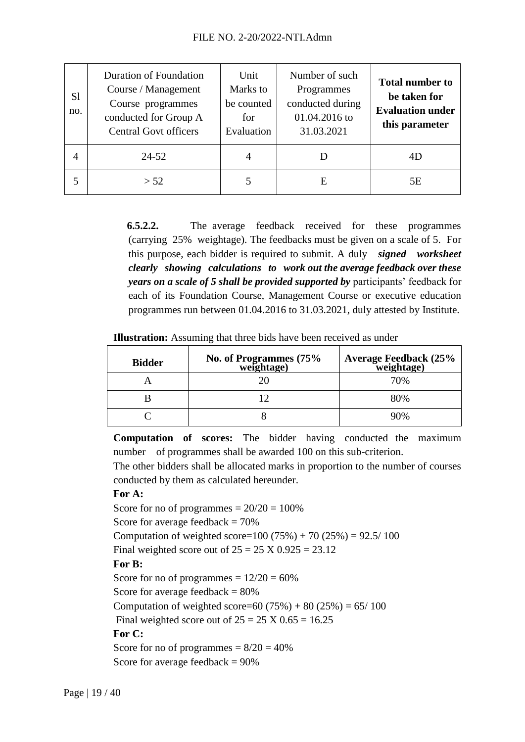| Sl no. | Duration of Foundation Course / Management Course programmes conducted for Group A Central Govt officers | Unit Marks to be counted for Evaluation | Number of such Programmes conducted during 01.04.2016 to 31.03.2021 | **Total number to be taken for Evaluation under this parameter** |
|---|---|---|---|---|
| 4 | 24-52 | 4 | D | 4D |
| 5 | > 52 | 5 | E | 5E |

**6.5.2.2.** The average feedback received for these programmes (carrying 25% weightage). The feedbacks must be given on a scale of 5. For this purpose, each bidder is required to submit. A duly ***signed worksheet clearly showing calculations to work out the average feedback over these years on a scale of 5 shall be provided supported by*** participants' feedback for each of its Foundation Course, Management Course or executive education programmes run between 01.04.2016 to 31.03.2021, duly attested by Institute.

**Illustration:** Assuming that three bids have been received as under

| **Bidder** | **No. of Programmes (75% weightage)** | **Average Feedback (25% weightage)** |
|---|---|---|
| A | 20 | 70% |
| B | 12 | 80% |
| C | 8 | 90% |

**Computation of scores:** The bidder having conducted the maximum number of programmes shall be awarded 100 on this sub-criterion.

The other bidders shall be allocated marks in proportion to the number of courses conducted by them as calculated hereunder.

**For A:**

Score for no of programmes = 20/20 = 100%

Score for average feedback = 70%

Computation of weighted score=100 (75%) + 70 (25%) = 92.5/ 100

Final weighted score out of 25 = 25 X 0.925 = 23.12

**For B:**

Score for no of programmes = 12/20 = 60%

Score for average feedback = 80%

Computation of weighted score=60 (75%) + 80 (25%) = 65/ 100

Final weighted score out of 25 = 25 X 0.65 = 16.25

**For C:**

Score for no of programmes = 8/20 = 40%

Score for average feedback = 90%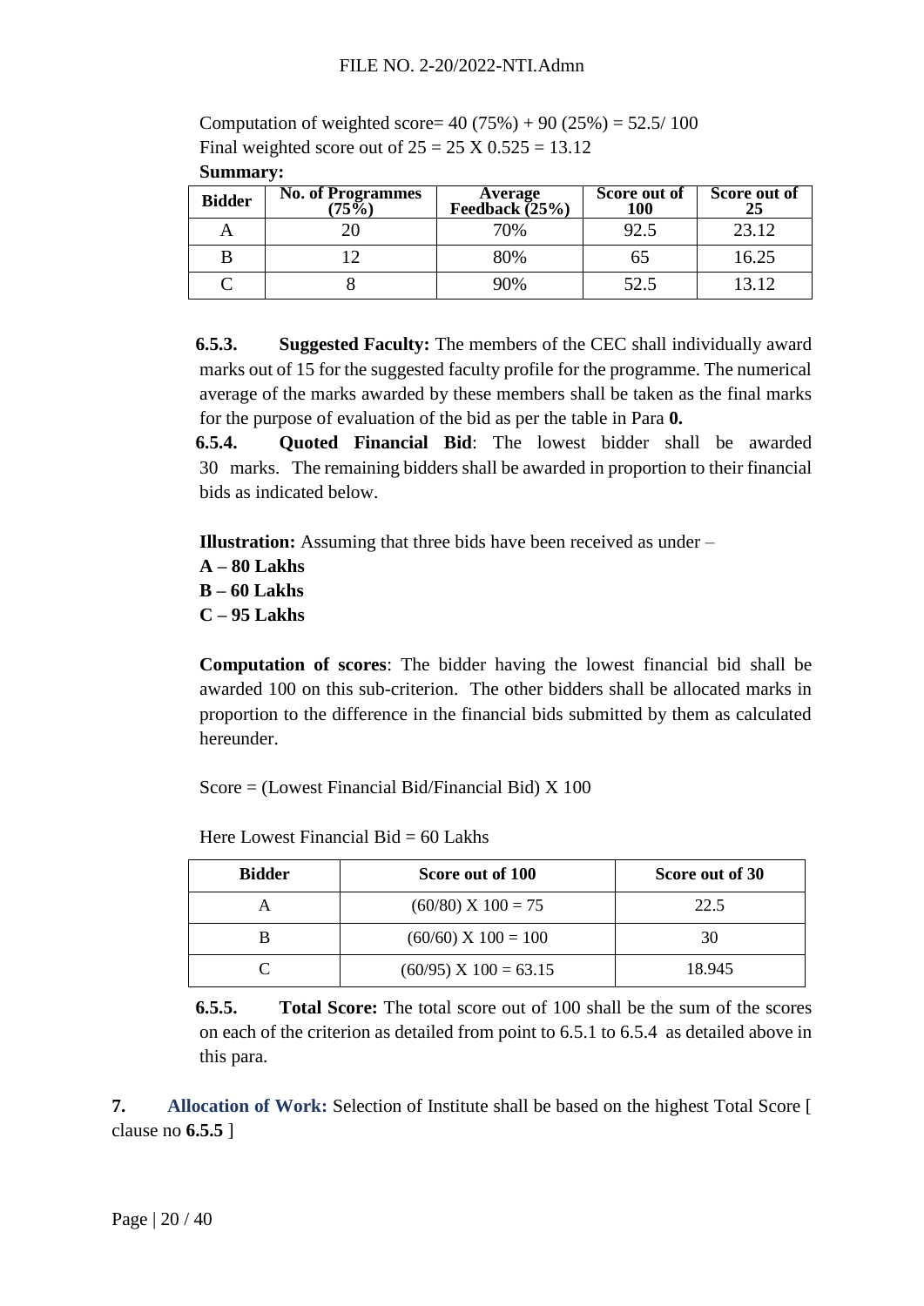Computation of weighted score= 40 (75%) + 90 (25%) = 52.5/ 100
Final weighted score out of 25 = 25 X 0.525 = 13.12

**Summary:**

| Bidder | No. of Programmes (75%) | Average Feedback (25%) | Score out of 100 | Score out of 25 |
|---|---|---|---|---|
| A | 20 | 70% | 92.5 | 23.12 |
| B | 12 | 80% | 65 | 16.25 |
| C | 8 | 90% | 52.5 | 13.12 |

**6.5.3. Suggested Faculty:** The members of the CEC shall individually award marks out of 15 for the suggested faculty profile for the programme. The numerical average of the marks awarded by these members shall be taken as the final marks for the purpose of evaluation of the bid as per the table in Para **0.**

**6.5.4. Quoted Financial Bid**: The lowest bidder shall be awarded 30 marks. The remaining bidders shall be awarded in proportion to their financial bids as indicated below.

**Illustration:** Assuming that three bids have been received as under –

**A – 80 Lakhs**
**B – 60 Lakhs**
**C – 95 Lakhs**

**Computation of scores**: The bidder having the lowest financial bid shall be awarded 100 on this sub-criterion. The other bidders shall be allocated marks in proportion to the difference in the financial bids submitted by them as calculated hereunder.

Score = (Lowest Financial Bid/Financial Bid) X 100

Here Lowest Financial Bid = 60 Lakhs

| Bidder | Score out of 100 | Score out of 30 |
|---|---|---|
| A | (60/80) X 100 = 75 | 22.5 |
| B | (60/60) X 100 = 100 | 30 |
| C | (60/95) X 100 = 63.15 | 18.945 |

**6.5.5. Total Score:** The total score out of 100 shall be the sum of the scores on each of the criterion as detailed from point to 6.5.1 to 6.5.4 as detailed above in this para.

**7. Allocation of Work:** Selection of Institute shall be based on the highest Total Score [ clause no **6.5.5** ]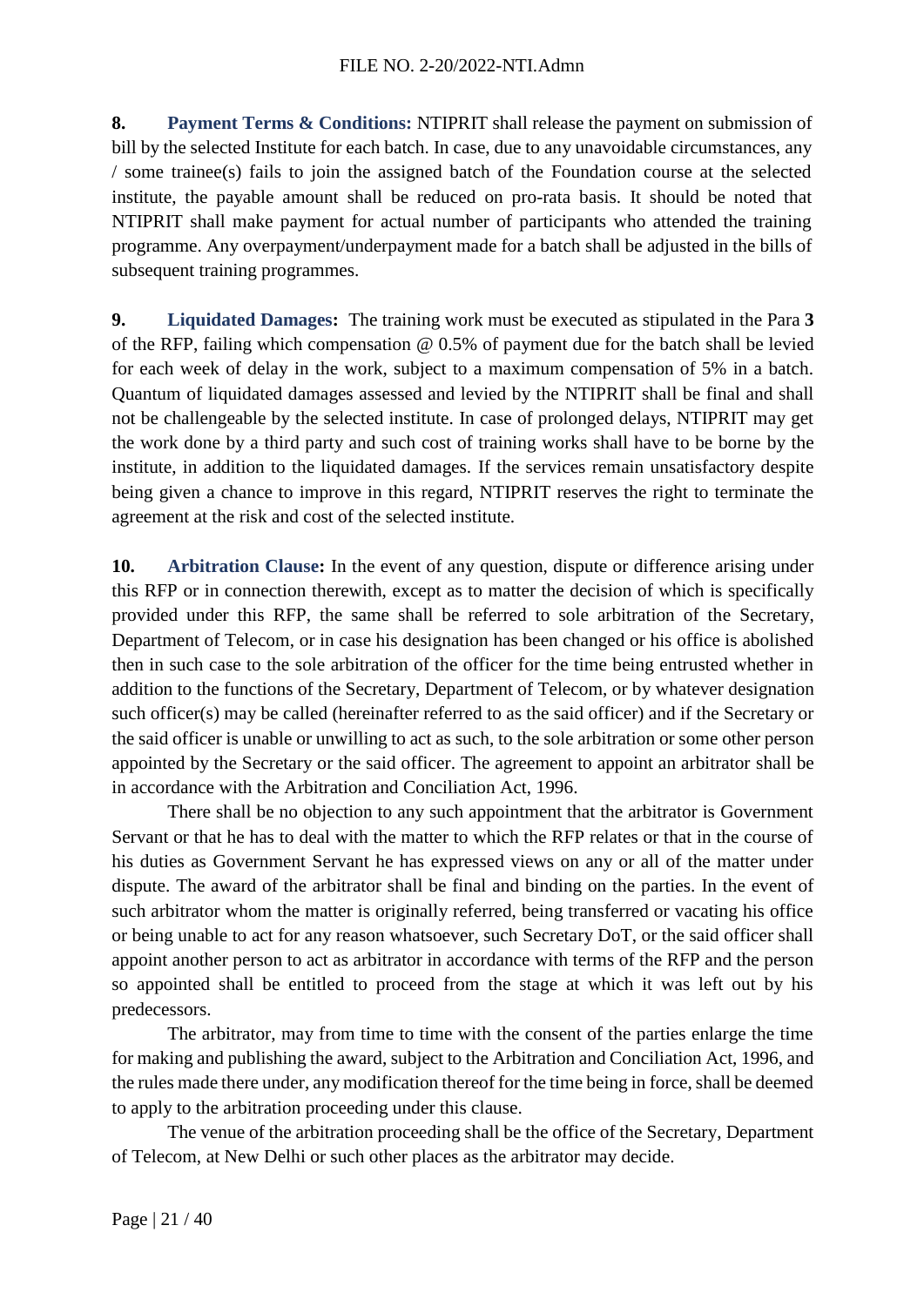**8. Payment Terms & Conditions:** NTIPRIT shall release the payment on submission of bill by the selected Institute for each batch. In case, due to any unavoidable circumstances, any / some trainee(s) fails to join the assigned batch of the Foundation course at the selected institute, the payable amount shall be reduced on pro-rata basis. It should be noted that NTIPRIT shall make payment for actual number of participants who attended the training programme. Any overpayment/underpayment made for a batch shall be adjusted in the bills of subsequent training programmes.

**9. Liquidated Damages:** The training work must be executed as stipulated in the Para **3** of the RFP, failing which compensation @ 0.5% of payment due for the batch shall be levied for each week of delay in the work, subject to a maximum compensation of 5% in a batch. Quantum of liquidated damages assessed and levied by the NTIPRIT shall be final and shall not be challengeable by the selected institute. In case of prolonged delays, NTIPRIT may get the work done by a third party and such cost of training works shall have to be borne by the institute, in addition to the liquidated damages. If the services remain unsatisfactory despite being given a chance to improve in this regard, NTIPRIT reserves the right to terminate the agreement at the risk and cost of the selected institute.

**10. Arbitration Clause:** In the event of any question, dispute or difference arising under this RFP or in connection therewith, except as to matter the decision of which is specifically provided under this RFP, the same shall be referred to sole arbitration of the Secretary, Department of Telecom, or in case his designation has been changed or his office is abolished then in such case to the sole arbitration of the officer for the time being entrusted whether in addition to the functions of the Secretary, Department of Telecom, or by whatever designation such officer(s) may be called (hereinafter referred to as the said officer) and if the Secretary or the said officer is unable or unwilling to act as such, to the sole arbitration or some other person appointed by the Secretary or the said officer. The agreement to appoint an arbitrator shall be in accordance with the Arbitration and Conciliation Act, 1996.

There shall be no objection to any such appointment that the arbitrator is Government Servant or that he has to deal with the matter to which the RFP relates or that in the course of his duties as Government Servant he has expressed views on any or all of the matter under dispute. The award of the arbitrator shall be final and binding on the parties. In the event of such arbitrator whom the matter is originally referred, being transferred or vacating his office or being unable to act for any reason whatsoever, such Secretary DoT, or the said officer shall appoint another person to act as arbitrator in accordance with terms of the RFP and the person so appointed shall be entitled to proceed from the stage at which it was left out by his predecessors.

The arbitrator, may from time to time with the consent of the parties enlarge the time for making and publishing the award, subject to the Arbitration and Conciliation Act, 1996, and the rules made there under, any modification thereof for the time being in force, shall be deemed to apply to the arbitration proceeding under this clause.

The venue of the arbitration proceeding shall be the office of the Secretary, Department of Telecom, at New Delhi or such other places as the arbitrator may decide.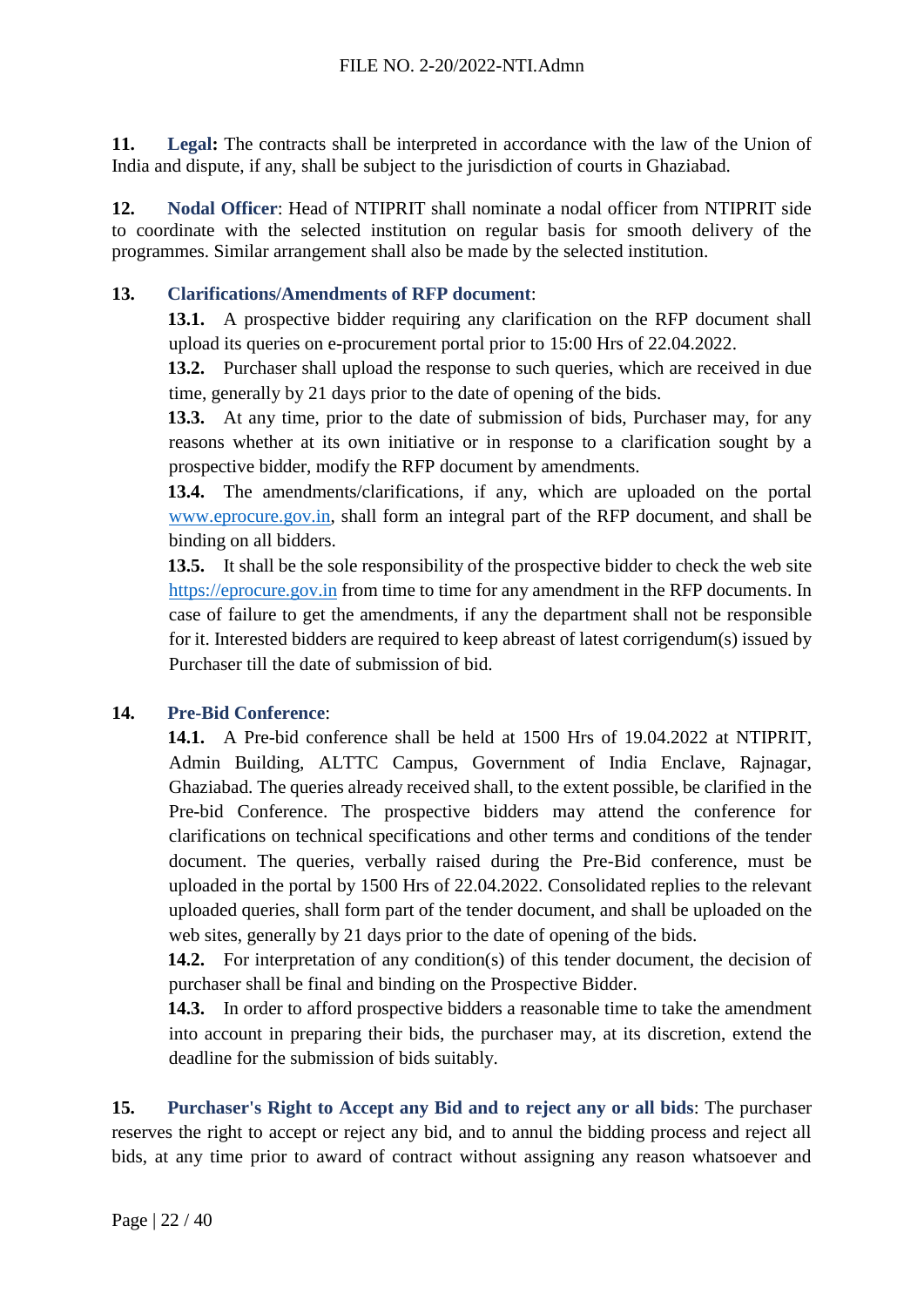**11. Legal:** The contracts shall be interpreted in accordance with the law of the Union of India and dispute, if any, shall be subject to the jurisdiction of courts in Ghaziabad.

**12. Nodal Officer**: Head of NTIPRIT shall nominate a nodal officer from NTIPRIT side to coordinate with the selected institution on regular basis for smooth delivery of the programmes. Similar arrangement shall also be made by the selected institution.

**13. Clarifications/Amendments of RFP document**:

**13.1.** A prospective bidder requiring any clarification on the RFP document shall upload its queries on e-procurement portal prior to 15:00 Hrs of 22.04.2022.

**13.2.** Purchaser shall upload the response to such queries, which are received in due time, generally by 21 days prior to the date of opening of the bids.

**13.3.** At any time, prior to the date of submission of bids, Purchaser may, for any reasons whether at its own initiative or in response to a clarification sought by a prospective bidder, modify the RFP document by amendments.

**13.4.** The amendments/clarifications, if any, which are uploaded on the portal www.eprocure.gov.in, shall form an integral part of the RFP document, and shall be binding on all bidders.

**13.5.** It shall be the sole responsibility of the prospective bidder to check the web site https://eprocure.gov.in from time to time for any amendment in the RFP documents. In case of failure to get the amendments, if any the department shall not be responsible for it. Interested bidders are required to keep abreast of latest corrigendum(s) issued by Purchaser till the date of submission of bid.

**14. Pre-Bid Conference**:

**14.1.** A Pre-bid conference shall be held at 1500 Hrs of 19.04.2022 at NTIPRIT, Admin Building, ALTTC Campus, Government of India Enclave, Rajnagar, Ghaziabad. The queries already received shall, to the extent possible, be clarified in the Pre-bid Conference. The prospective bidders may attend the conference for clarifications on technical specifications and other terms and conditions of the tender document. The queries, verbally raised during the Pre-Bid conference, must be uploaded in the portal by 1500 Hrs of 22.04.2022. Consolidated replies to the relevant uploaded queries, shall form part of the tender document, and shall be uploaded on the web sites, generally by 21 days prior to the date of opening of the bids.

**14.2.** For interpretation of any condition(s) of this tender document, the decision of purchaser shall be final and binding on the Prospective Bidder.

**14.3.** In order to afford prospective bidders a reasonable time to take the amendment into account in preparing their bids, the purchaser may, at its discretion, extend the deadline for the submission of bids suitably.

**15. Purchaser's Right to Accept any Bid and to reject any or all bids**: The purchaser reserves the right to accept or reject any bid, and to annul the bidding process and reject all bids, at any time prior to award of contract without assigning any reason whatsoever and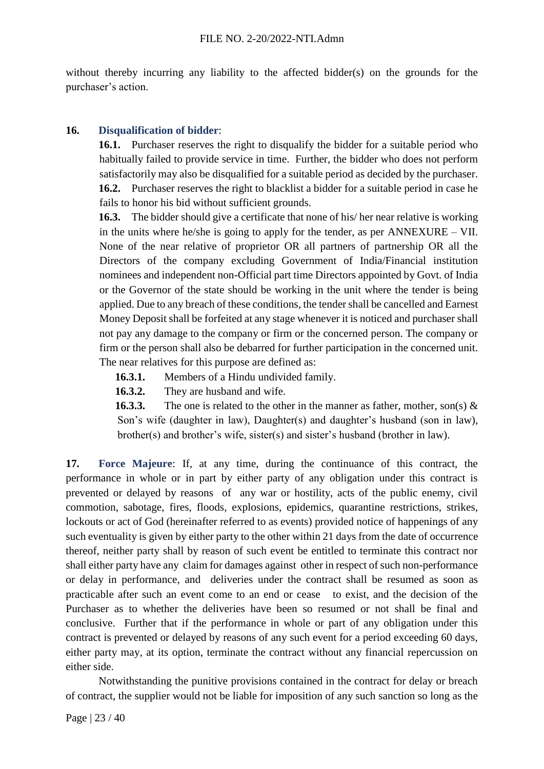without thereby incurring any liability to the affected bidder(s) on the grounds for the purchaser's action.

**16. Disqualification of bidder**:

**16.1.** Purchaser reserves the right to disqualify the bidder for a suitable period who habitually failed to provide service in time. Further, the bidder who does not perform satisfactorily may also be disqualified for a suitable period as decided by the purchaser.

**16.2.** Purchaser reserves the right to blacklist a bidder for a suitable period in case he fails to honor his bid without sufficient grounds.

**16.3.** The bidder should give a certificate that none of his/ her near relative is working in the units where he/she is going to apply for the tender, as per ANNEXURE – VII. None of the near relative of proprietor OR all partners of partnership OR all the Directors of the company excluding Government of India/Financial institution nominees and independent non-Official part time Directors appointed by Govt. of India or the Governor of the state should be working in the unit where the tender is being applied. Due to any breach of these conditions, the tender shall be cancelled and Earnest Money Deposit shall be forfeited at any stage whenever it is noticed and purchaser shall not pay any damage to the company or firm or the concerned person. The company or firm or the person shall also be debarred for further participation in the concerned unit. The near relatives for this purpose are defined as:

**16.3.1.** Members of a Hindu undivided family.

**16.3.2.** They are husband and wife.

**16.3.3.** The one is related to the other in the manner as father, mother, son(s) & Son's wife (daughter in law), Daughter(s) and daughter's husband (son in law), brother(s) and brother's wife, sister(s) and sister's husband (brother in law).

**17. Force Majeure**: If, at any time, during the continuance of this contract, the performance in whole or in part by either party of any obligation under this contract is prevented or delayed by reasons of any war or hostility, acts of the public enemy, civil commotion, sabotage, fires, floods, explosions, epidemics, quarantine restrictions, strikes, lockouts or act of God (hereinafter referred to as events) provided notice of happenings of any such eventuality is given by either party to the other within 21 days from the date of occurrence thereof, neither party shall by reason of such event be entitled to terminate this contract nor shall either party have any claim for damages against other in respect of such non-performance or delay in performance, and deliveries under the contract shall be resumed as soon as practicable after such an event come to an end or cease to exist, and the decision of the Purchaser as to whether the deliveries have been so resumed or not shall be final and conclusive. Further that if the performance in whole or part of any obligation under this contract is prevented or delayed by reasons of any such event for a period exceeding 60 days, either party may, at its option, terminate the contract without any financial repercussion on either side.

Notwithstanding the punitive provisions contained in the contract for delay or breach of contract, the supplier would not be liable for imposition of any such sanction so long as the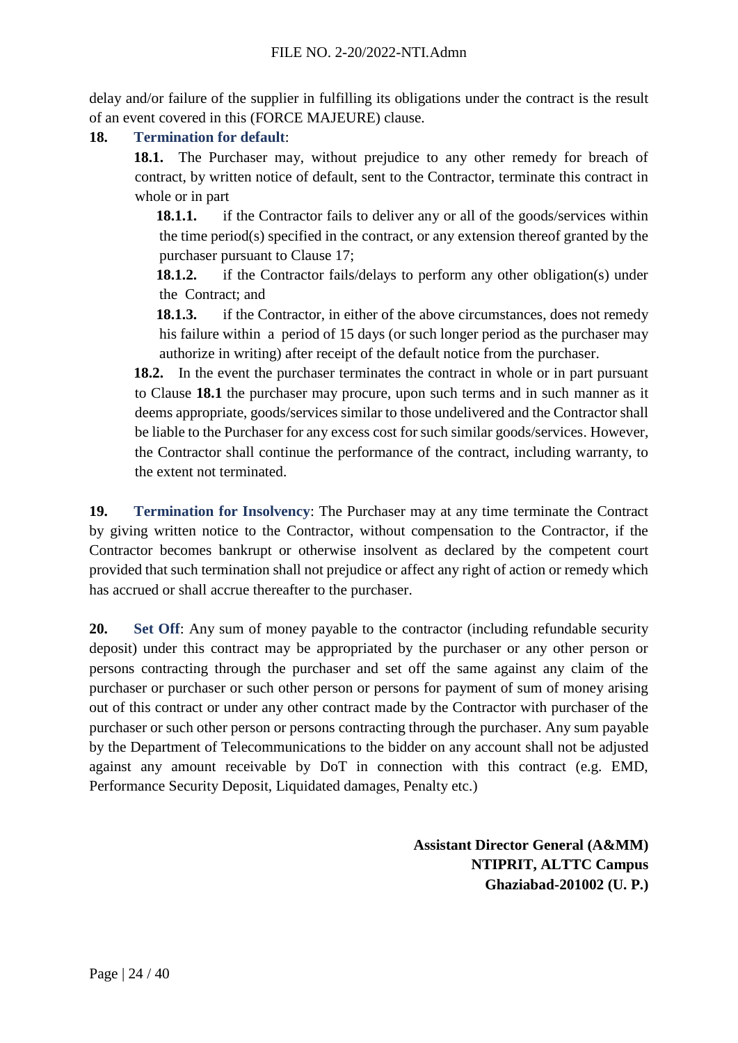delay and/or failure of the supplier in fulfilling its obligations under the contract is the result of an event covered in this (FORCE MAJEURE) clause.

**18. Termination for default**:

**18.1.** The Purchaser may, without prejudice to any other remedy for breach of contract, by written notice of default, sent to the Contractor, terminate this contract in whole or in part

**18.1.1.** if the Contractor fails to deliver any or all of the goods/services within the time period(s) specified in the contract, or any extension thereof granted by the purchaser pursuant to Clause 17;

**18.1.2.** if the Contractor fails/delays to perform any other obligation(s) under the Contract; and

**18.1.3.** if the Contractor, in either of the above circumstances, does not remedy his failure within a period of 15 days (or such longer period as the purchaser may authorize in writing) after receipt of the default notice from the purchaser.

**18.2.** In the event the purchaser terminates the contract in whole or in part pursuant to Clause **18.1** the purchaser may procure, upon such terms and in such manner as it deems appropriate, goods/services similar to those undelivered and the Contractor shall be liable to the Purchaser for any excess cost for such similar goods/services. However, the Contractor shall continue the performance of the contract, including warranty, to the extent not terminated.

**19. Termination for Insolvency**: The Purchaser may at any time terminate the Contract by giving written notice to the Contractor, without compensation to the Contractor, if the Contractor becomes bankrupt or otherwise insolvent as declared by the competent court provided that such termination shall not prejudice or affect any right of action or remedy which has accrued or shall accrue thereafter to the purchaser.

**20. Set Off**: Any sum of money payable to the contractor (including refundable security deposit) under this contract may be appropriated by the purchaser or any other person or persons contracting through the purchaser and set off the same against any claim of the purchaser or purchaser or such other person or persons for payment of sum of money arising out of this contract or under any other contract made by the Contractor with purchaser of the purchaser or such other person or persons contracting through the purchaser. Any sum payable by the Department of Telecommunications to the bidder on any account shall not be adjusted against any amount receivable by DoT in connection with this contract (e.g. EMD, Performance Security Deposit, Liquidated damages, Penalty etc.)

**Assistant Director General (A&MM)**
**NTIPRIT, ALTTC Campus**
**Ghaziabad-201002 (U. P.)**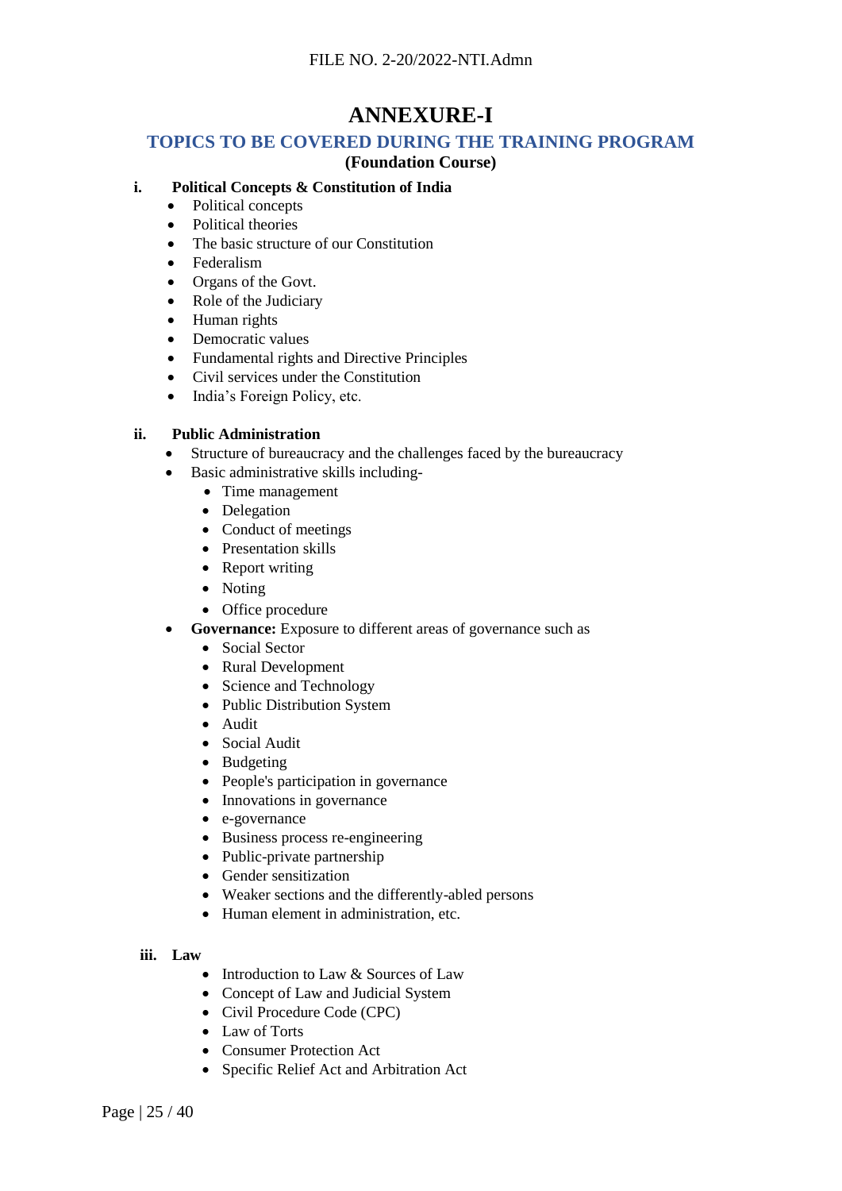# ANNEXURE-I

## TOPICS TO BE COVERED DURING THE TRAINING PROGRAM

**(Foundation Course)**

**i. Political Concepts & Constitution of India**

- Political concepts
- Political theories
- The basic structure of our Constitution
- Federalism
- Organs of the Govt.
- Role of the Judiciary
- Human rights
- Democratic values
- Fundamental rights and Directive Principles
- Civil services under the Constitution
- India's Foreign Policy, etc.

**ii. Public Administration**

- Structure of bureaucracy and the challenges faced by the bureaucracy
- Basic administrative skills including-
  - Time management
  - Delegation
  - Conduct of meetings
  - Presentation skills
  - Report writing
  - Noting
  - Office procedure
- **Governance:** Exposure to different areas of governance such as
  - Social Sector
  - Rural Development
  - Science and Technology
  - Public Distribution System
  - Audit
  - Social Audit
  - Budgeting
  - People's participation in governance
  - Innovations in governance
  - e-governance
  - Business process re-engineering
  - Public-private partnership
  - Gender sensitization
  - Weaker sections and the differently-abled persons
  - Human element in administration, etc.

**iii. Law**

- Introduction to Law & Sources of Law
- Concept of Law and Judicial System
- Civil Procedure Code (CPC)
- Law of Torts
- Consumer Protection Act
- Specific Relief Act and Arbitration Act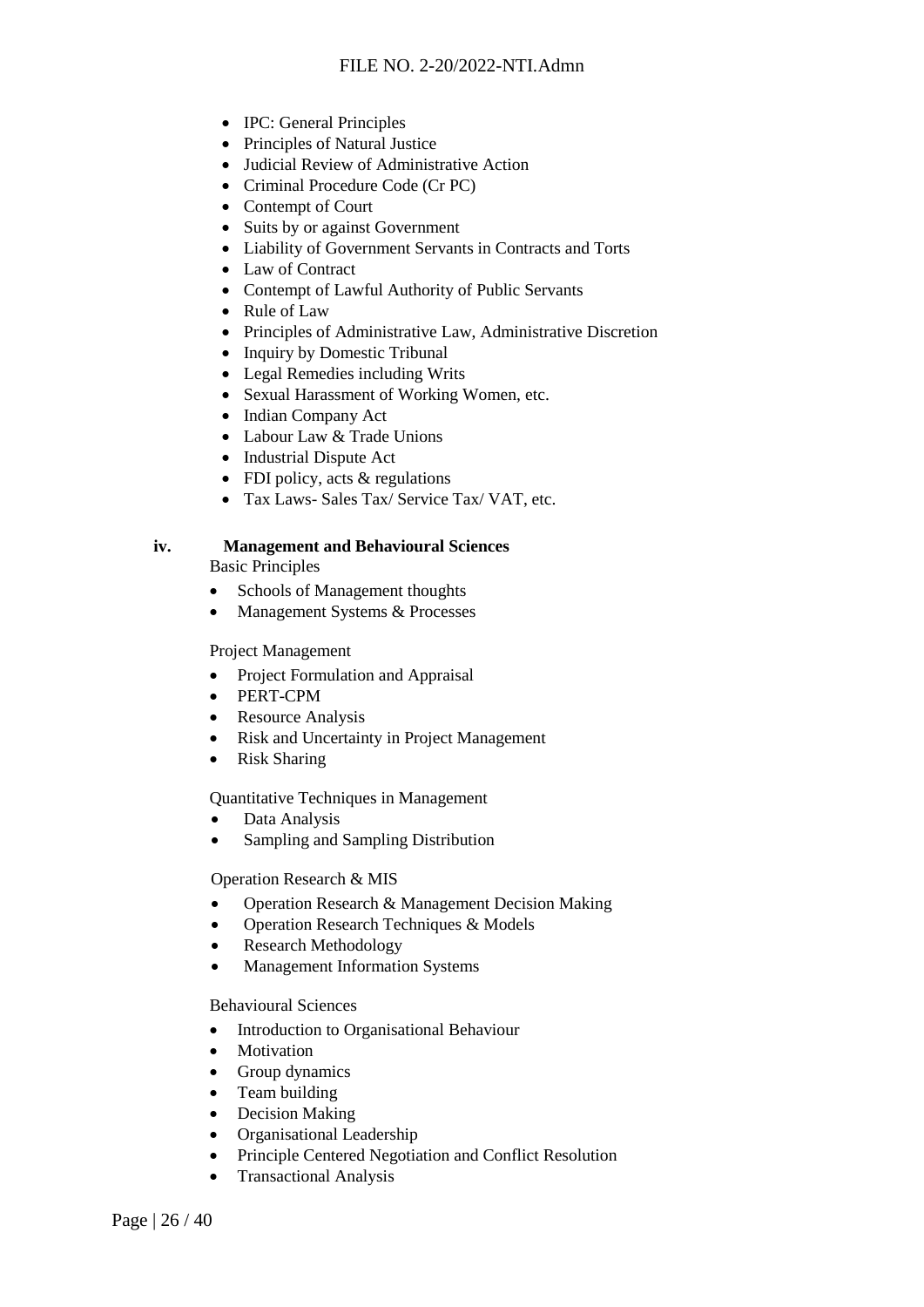- IPC: General Principles
- Principles of Natural Justice
- Judicial Review of Administrative Action
- Criminal Procedure Code (Cr PC)
- Contempt of Court
- Suits by or against Government
- Liability of Government Servants in Contracts and Torts
- Law of Contract
- Contempt of Lawful Authority of Public Servants
- Rule of Law
- Principles of Administrative Law, Administrative Discretion
- Inquiry by Domestic Tribunal
- Legal Remedies including Writs
- Sexual Harassment of Working Women, etc.
- Indian Company Act
- Labour Law & Trade Unions
- Industrial Dispute Act
- FDI policy, acts & regulations
- Tax Laws- Sales Tax/ Service Tax/ VAT, etc.

**iv. Management and Behavioural Sciences**

Basic Principles

- Schools of Management thoughts
- Management Systems & Processes

Project Management

- Project Formulation and Appraisal
- PERT-CPM
- Resource Analysis
- Risk and Uncertainty in Project Management
- Risk Sharing

Quantitative Techniques in Management

- Data Analysis
- Sampling and Sampling Distribution

Operation Research & MIS

- Operation Research & Management Decision Making
- Operation Research Techniques & Models
- Research Methodology
- Management Information Systems

Behavioural Sciences

- Introduction to Organisational Behaviour
- Motivation
- Group dynamics
- Team building
- Decision Making
- Organisational Leadership
- Principle Centered Negotiation and Conflict Resolution
- Transactional Analysis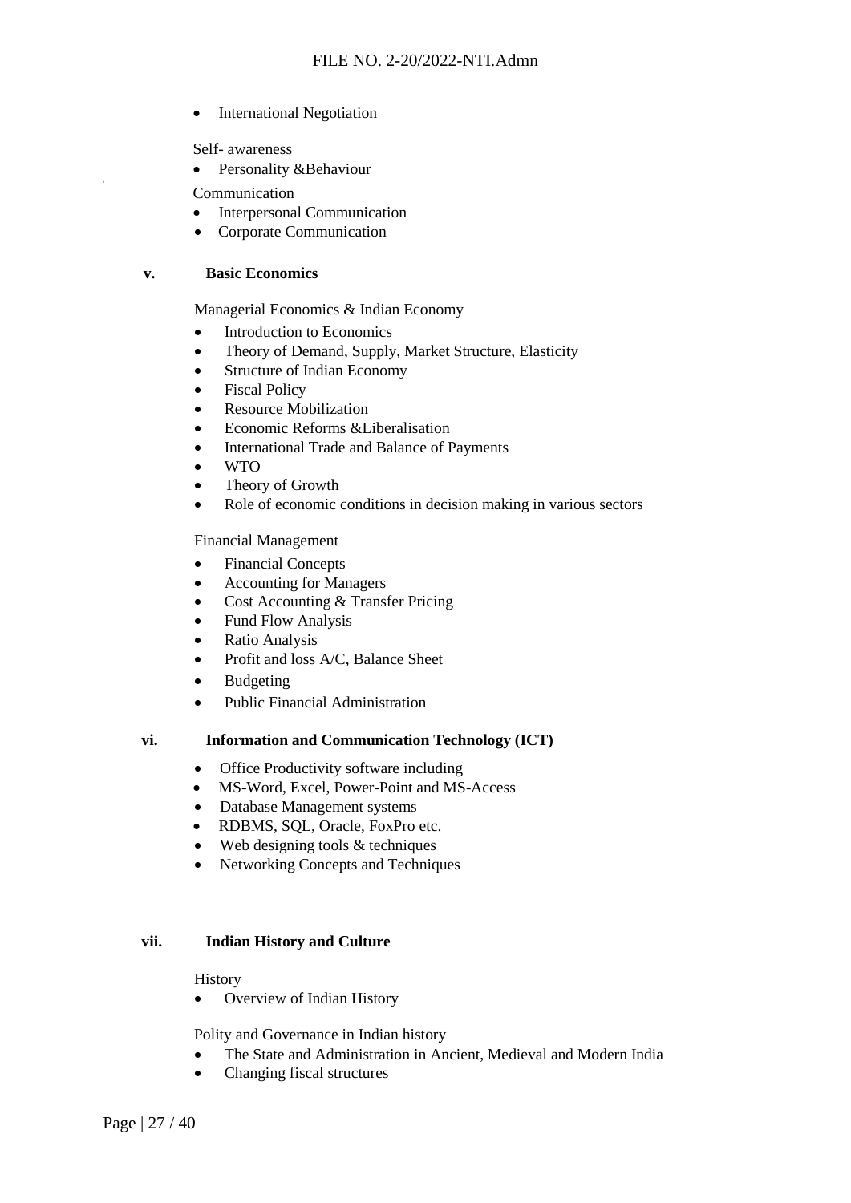- International Negotiation

Self- awareness

- Personality &Behaviour

Communication

- Interpersonal Communication
- Corporate Communication

**v. Basic Economics**

Managerial Economics & Indian Economy

- Introduction to Economics
- Theory of Demand, Supply, Market Structure, Elasticity
- Structure of Indian Economy
- Fiscal Policy
- Resource Mobilization
- Economic Reforms &Liberalisation
- International Trade and Balance of Payments
- WTO
- Theory of Growth
- Role of economic conditions in decision making in various sectors

Financial Management

- Financial Concepts
- Accounting for Managers
- Cost Accounting & Transfer Pricing
- Fund Flow Analysis
- Ratio Analysis
- Profit and loss A/C, Balance Sheet
- Budgeting
- Public Financial Administration

**vi. Information and Communication Technology (ICT)**

- Office Productivity software including
- MS-Word, Excel, Power-Point and MS-Access
- Database Management systems
- RDBMS, SQL, Oracle, FoxPro etc.
- Web designing tools & techniques
- Networking Concepts and Techniques

**vii. Indian History and Culture**

History

- Overview of Indian History

Polity and Governance in Indian history

- The State and Administration in Ancient, Medieval and Modern India
- Changing fiscal structures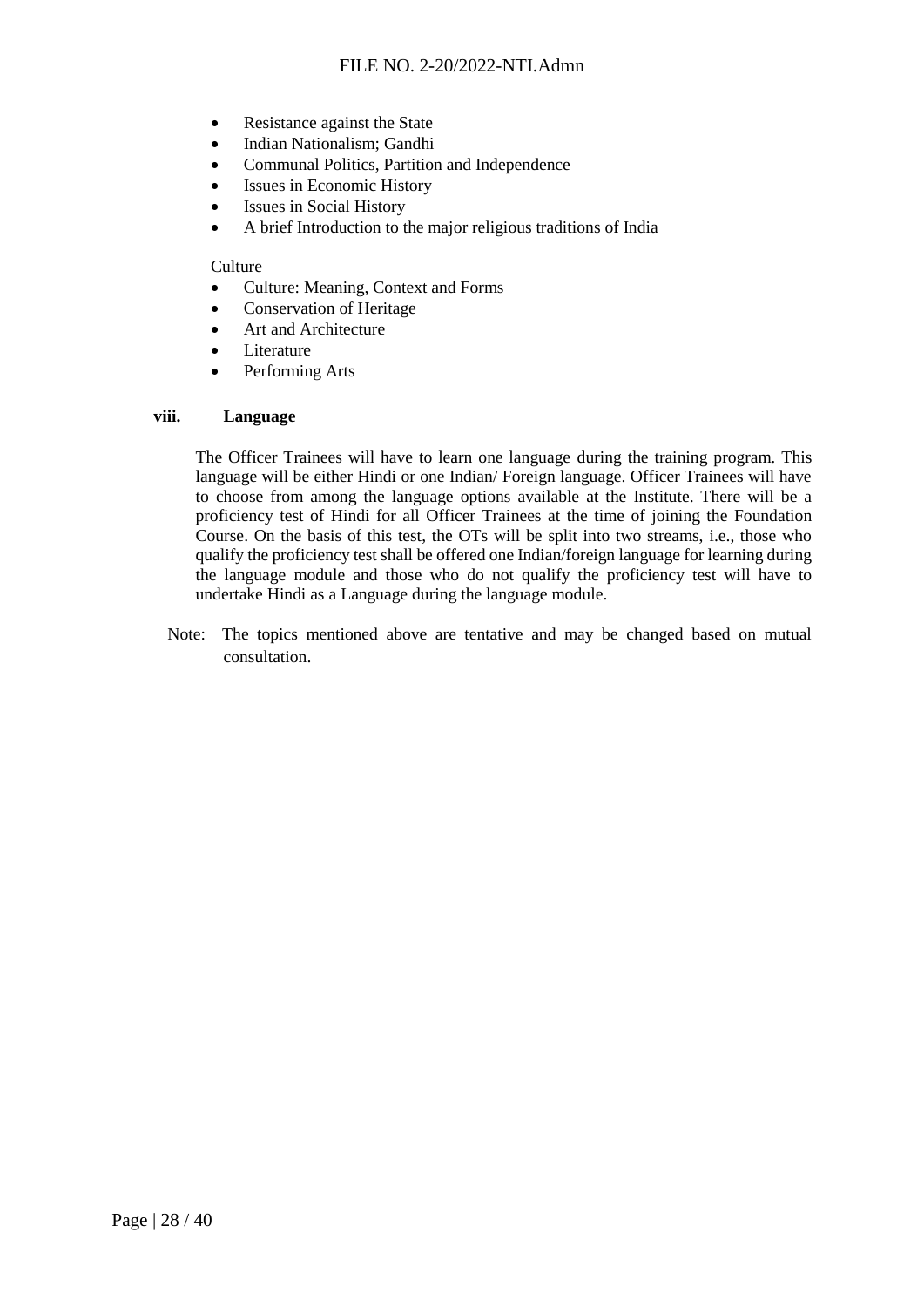- Resistance against the State
- Indian Nationalism; Gandhi
- Communal Politics, Partition and Independence
- Issues in Economic History
- Issues in Social History
- A brief Introduction to the major religious traditions of India

Culture

- Culture: Meaning, Context and Forms
- Conservation of Heritage
- Art and Architecture
- Literature
- Performing Arts

### viii. Language

The Officer Trainees will have to learn one language during the training program. This language will be either Hindi or one Indian/ Foreign language. Officer Trainees will have to choose from among the language options available at the Institute. There will be a proficiency test of Hindi for all Officer Trainees at the time of joining the Foundation Course. On the basis of this test, the OTs will be split into two streams, i.e., those who qualify the proficiency test shall be offered one Indian/foreign language for learning during the language module and those who do not qualify the proficiency test will have to undertake Hindi as a Language during the language module.

Note: The topics mentioned above are tentative and may be changed based on mutual consultation.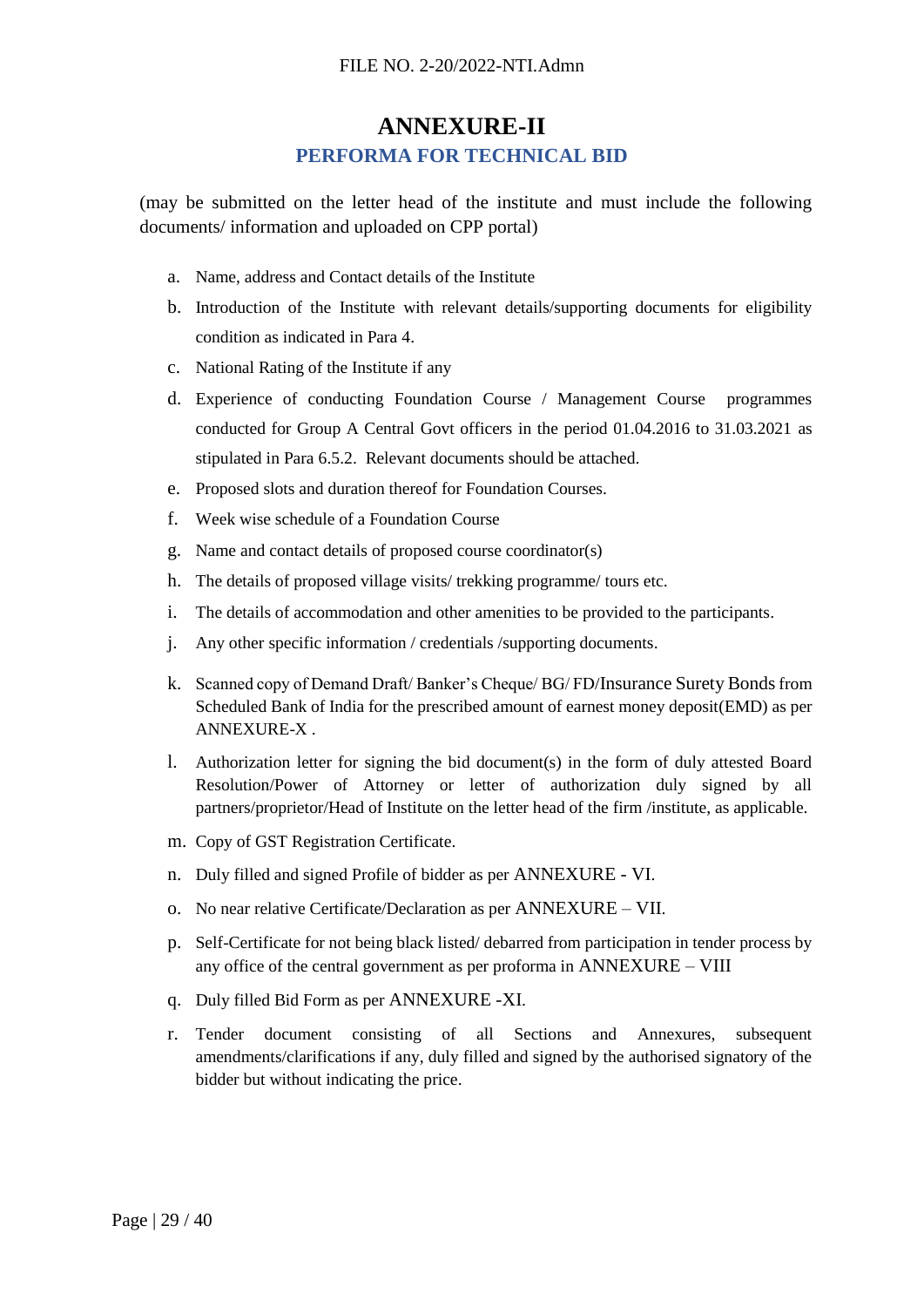# ANNEXURE-II

## PERFORMA FOR TECHNICAL BID

(may be submitted on the letter head of the institute and must include the following documents/ information and uploaded on CPP portal)

a. Name, address and Contact details of the Institute

b. Introduction of the Institute with relevant details/supporting documents for eligibility condition as indicated in Para 4.

c. National Rating of the Institute if any

d. Experience of conducting Foundation Course / Management Course programmes conducted for Group A Central Govt officers in the period 01.04.2016 to 31.03.2021 as stipulated in Para 6.5.2. Relevant documents should be attached.

e. Proposed slots and duration thereof for Foundation Courses.

f. Week wise schedule of a Foundation Course

g. Name and contact details of proposed course coordinator(s)

h. The details of proposed village visits/ trekking programme/ tours etc.

i. The details of accommodation and other amenities to be provided to the participants.

j. Any other specific information / credentials /supporting documents.

k. Scanned copy of Demand Draft/ Banker's Cheque/ BG/ FD/Insurance Surety Bonds from Scheduled Bank of India for the prescribed amount of earnest money deposit(EMD) as per ANNEXURE-X .

l. Authorization letter for signing the bid document(s) in the form of duly attested Board Resolution/Power of Attorney or letter of authorization duly signed by all partners/proprietor/Head of Institute on the letter head of the firm /institute, as applicable.

m. Copy of GST Registration Certificate.

n. Duly filled and signed Profile of bidder as per ANNEXURE - VI.

o. No near relative Certificate/Declaration as per ANNEXURE – VII.

p. Self-Certificate for not being black listed/ debarred from participation in tender process by any office of the central government as per proforma in ANNEXURE – VIII

q. Duly filled Bid Form as per ANNEXURE -XI.

r. Tender document consisting of all Sections and Annexures, subsequent amendments/clarifications if any, duly filled and signed by the authorised signatory of the bidder but without indicating the price.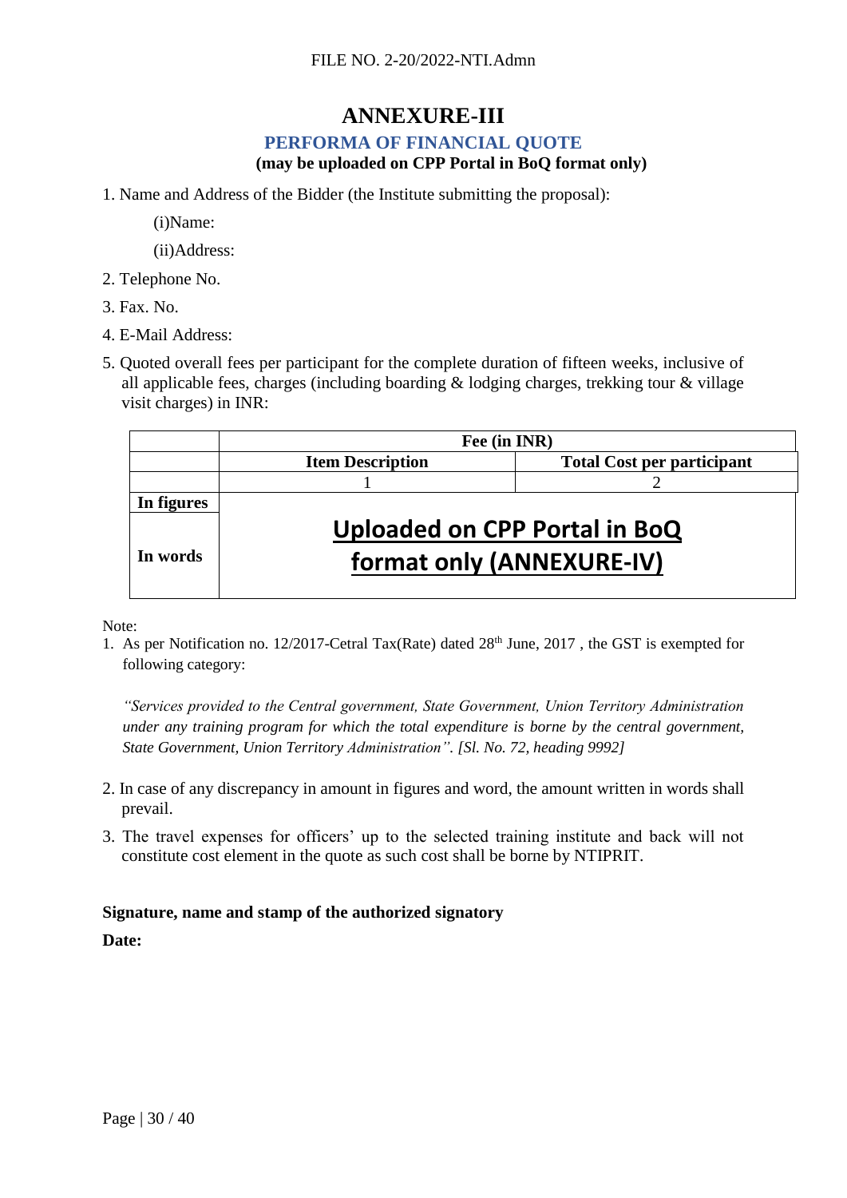# ANNEXURE-III

## PERFORMA OF FINANCIAL QUOTE

**(may be uploaded on CPP Portal in BoQ format only)**

1. Name and Address of the Bidder (the Institute submitting the proposal):

   (i)Name:

   (ii)Address:

2. Telephone No.
3. Fax. No.
4. E-Mail Address:
5. Quoted overall fees per participant for the complete duration of fifteen weeks, inclusive of all applicable fees, charges (including boarding & lodging charges, trekking tour & village visit charges) in INR:

| | **Fee (in INR)** | |
|---|---|---|
| | **Item Description** | **Total Cost per participant** |
| | 1 | 2 |
| **In figures** | **Uploaded on CPP Portal in BoQ format only (ANNEXURE-IV)** | |
| **In words** | | |

Note:

1. As per Notification no. 12/2017-Cetral Tax(Rate) dated 28th June, 2017 , the GST is exempted for following category:

   *"Services provided to the Central government, State Government, Union Territory Administration under any training program for which the total expenditure is borne by the central government, State Government, Union Territory Administration". [Sl. No. 72, heading 9992]*

2. In case of any discrepancy in amount in figures and word, the amount written in words shall prevail.
3. The travel expenses for officers' up to the selected training institute and back will not constitute cost element in the quote as such cost shall be borne by NTIPRIT.

**Signature, name and stamp of the authorized signatory**

**Date:**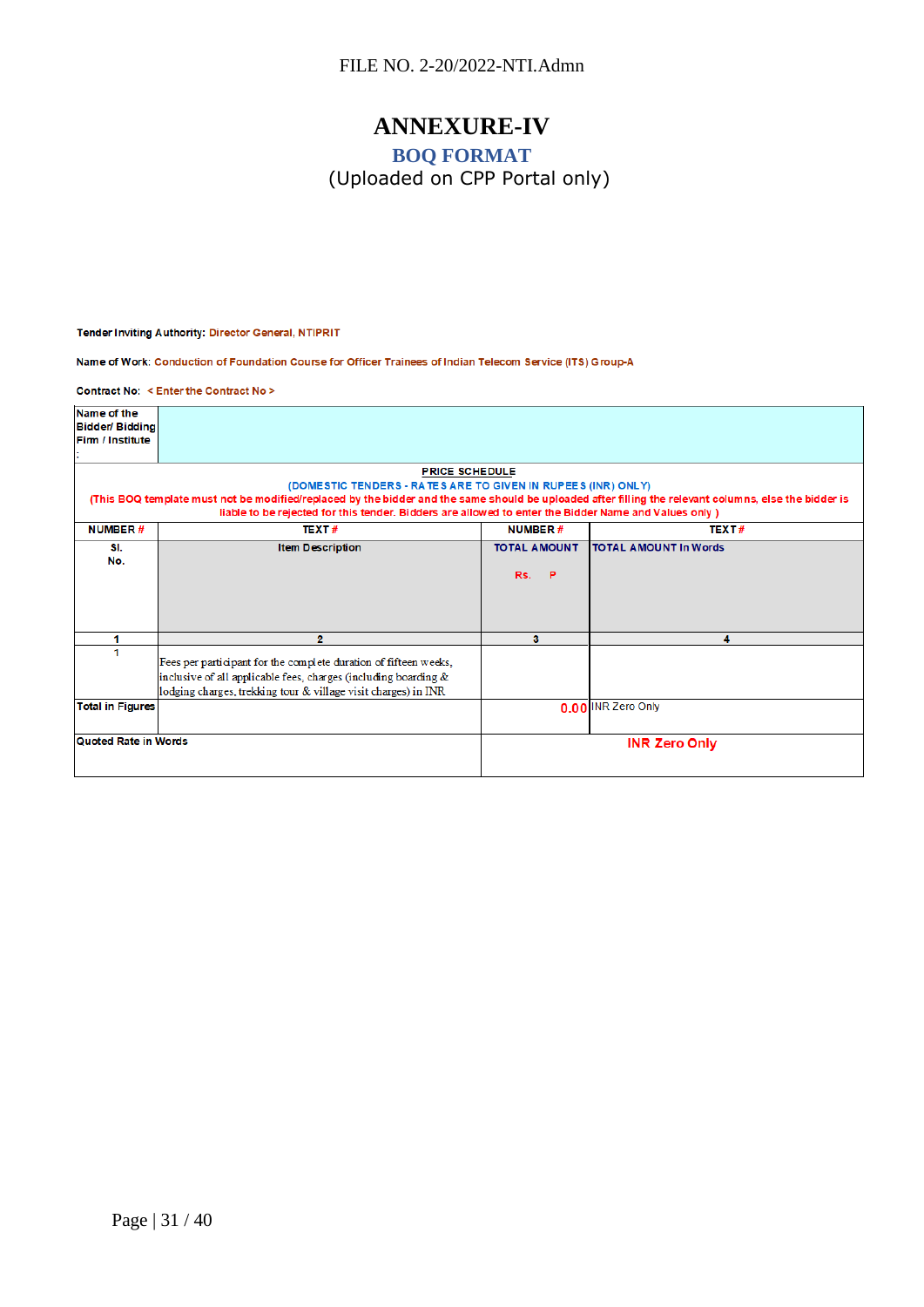# ANNEXURE-IV

## BOQ FORMAT

(Uploaded on CPP Portal only)

**Tender Inviting Authority:** Director General, NTIPRIT

**Name of Work:** Conduction of Foundation Course for Officer Trainees of Indian Telecom Service (ITS) Group-A

**Contract No:** < Enter the Contract No >

| Name of the Bidder/ Bidding Firm / Institute : | | | |
|---|---|---|---|
| **PRICE SCHEDULE**<br>(DOMESTIC TENDERS - RATES ARE TO GIVEN IN RUPEES (INR) ONLY)<br>(This BOQ template must not be modified/replaced by the bidder and the same should be uploaded after filling the relevant columns, else the bidder is liable to be rejected for this tender. Bidders are allowed to enter the Bidder Name and Values only ) | | | |
| NUMBER # | TEXT # | NUMBER # | TEXT # |
| Sl. No. | Item Description | TOTAL AMOUNT<br>Rs. P | TOTAL AMOUNT In Words |
| 1 | 2 | 3 | 4 |
| 1 | Fees per participant for the complete duration of fifteen weeks, inclusive of all applicable fees, charges (including boarding & lodging charges, trekking tour & village visit charges) in INR | | |
| Total in Figures | | 0.00 | INR Zero Only |
| Quoted Rate in Words | | INR Zero Only | |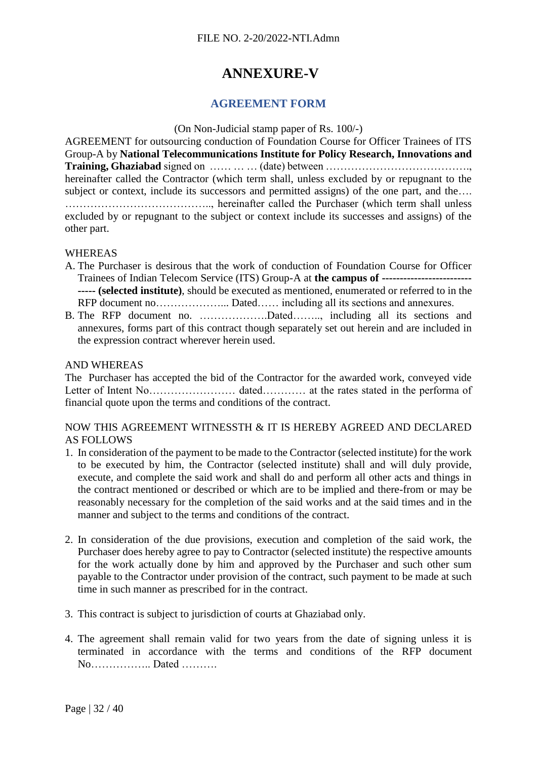# ANNEXURE-V

## AGREEMENT FORM

(On Non-Judicial stamp paper of Rs. 100/-)

AGREEMENT for outsourcing conduction of Foundation Course for Officer Trainees of ITS Group-A by **National Telecommunications Institute for Policy Research, Innovations and Training, Ghaziabad** signed on …… … … (date) between ………………………………….., hereinafter called the Contractor (which term shall, unless excluded by or repugnant to the subject or context, include its successors and permitted assigns) of the one part, and the…. ………………………………….., hereinafter called the Purchaser (which term shall unless excluded by or repugnant to the subject or context include its successes and assigns) of the other part.

WHEREAS

A. The Purchaser is desirous that the work of conduction of Foundation Course for Officer Trainees of Indian Telecom Service (ITS) Group-A at **the campus of ----------------------------- (selected institute)**, should be executed as mentioned, enumerated or referred to in the RFP document no……………….... Dated…… including all its sections and annexures.
B. The RFP document no. ……………….Dated…….., including all its sections and annexures, forms part of this contract though separately set out herein and are included in the expression contract wherever herein used.

AND WHEREAS

The Purchaser has accepted the bid of the Contractor for the awarded work, conveyed vide Letter of Intent No…………………… dated………… at the rates stated in the performa of financial quote upon the terms and conditions of the contract.

NOW THIS AGREEMENT WITNESSTH & IT IS HEREBY AGREED AND DECLARED AS FOLLOWS

1. In consideration of the payment to be made to the Contractor (selected institute) for the work to be executed by him, the Contractor (selected institute) shall and will duly provide, execute, and complete the said work and shall do and perform all other acts and things in the contract mentioned or described or which are to be implied and there-from or may be reasonably necessary for the completion of the said works and at the said times and in the manner and subject to the terms and conditions of the contract.

2. In consideration of the due provisions, execution and completion of the said work, the Purchaser does hereby agree to pay to Contractor (selected institute) the respective amounts for the work actually done by him and approved by the Purchaser and such other sum payable to the Contractor under provision of the contract, such payment to be made at such time in such manner as prescribed for in the contract.

3. This contract is subject to jurisdiction of courts at Ghaziabad only.

4. The agreement shall remain valid for two years from the date of signing unless it is terminated in accordance with the terms and conditions of the RFP document No…………….. Dated ……….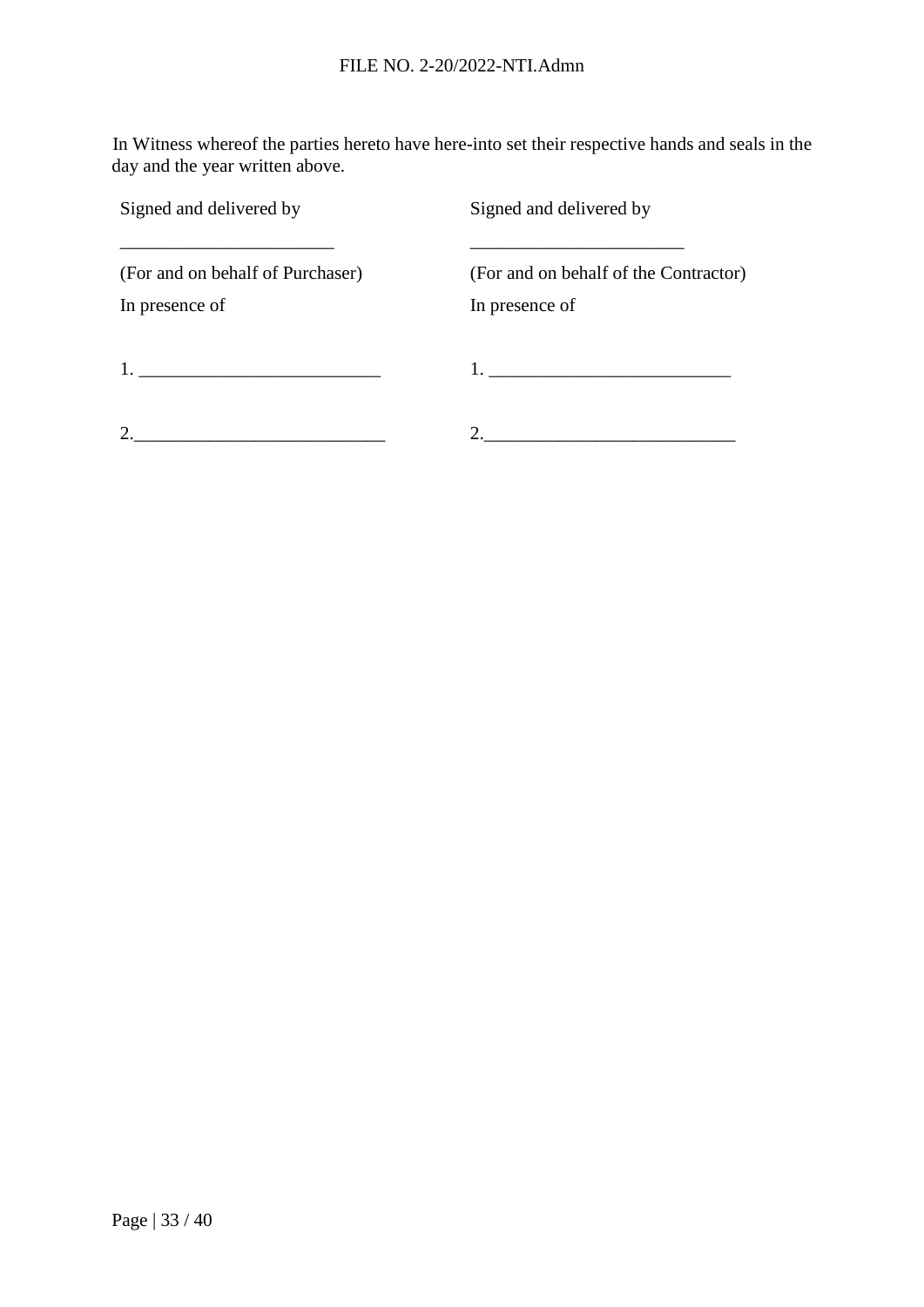In Witness whereof the parties hereto have here-into set their respective hands and seals in the day and the year written above.

| | |
|---|---|
| Signed and delivered by | Signed and delivered by |
| _______________________ | _______________________ |
| (For and on behalf of Purchaser) | (For and on behalf of the Contractor) |
| In presence of | In presence of |
| 1. __________________________ | 1. __________________________ |
| 2.___________________________ | 2.___________________________ |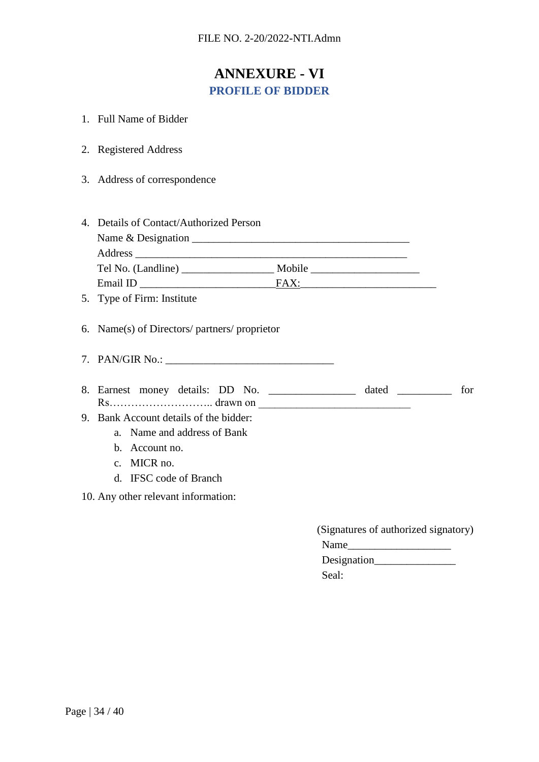FILE NO. 2-20/2022-NTI.Admn

# ANNEXURE - VI

## PROFILE OF BIDDER

1. Full Name of Bidder

2. Registered Address

3. Address of correspondence

4. Details of Contact/Authorized Person
   Name & Designation ________________________________________
   Address ___________________________________________________
   Tel No. (Landline) ________________ Mobile ___________________
   Email ID _________________________FAX:_________________________
5. Type of Firm: Institute

6. Name(s) of Directors/ partners/ proprietor

7. PAN/GIR No.: ______________________________

8. Earnest money details: DD No. ________________ dated __________ for Rs……………………….. drawn on ____________________________
9. Bank Account details of the bidder:
   a. Name and address of Bank
   b. Account no.
   c. MICR no.
   d. IFSC code of Branch
10. Any other relevant information:

(Signatures of authorized signatory)
Name__________________
Designation_______________
Seal: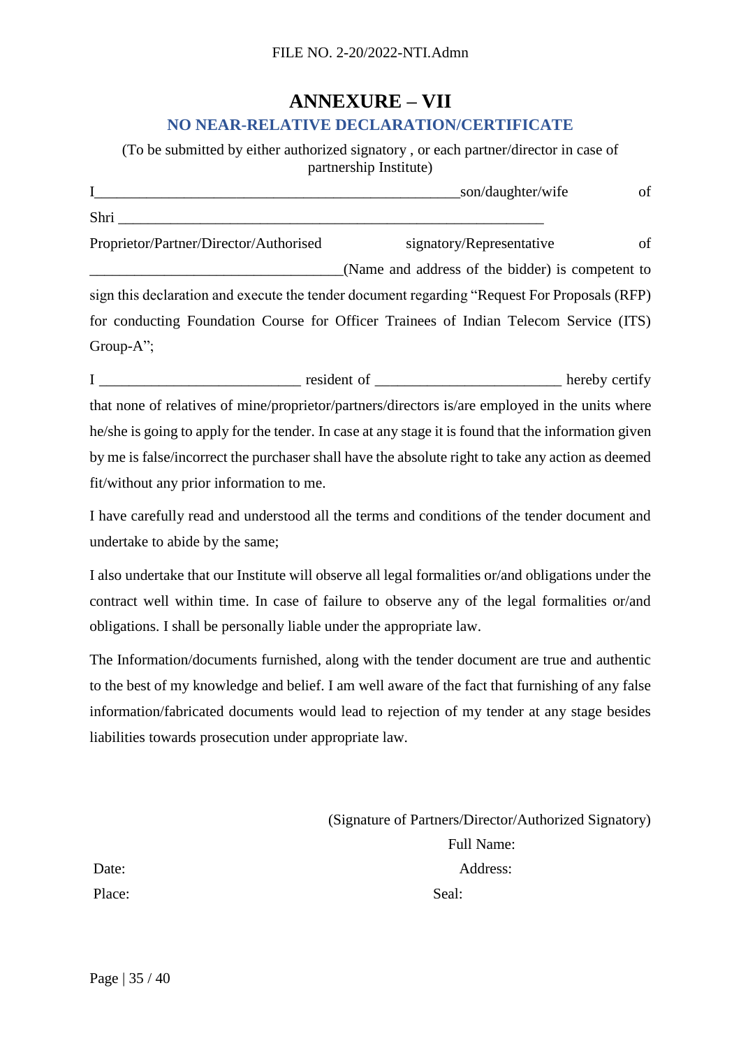# ANNEXURE – VII

## NO NEAR-RELATIVE DECLARATION/CERTIFICATE

(To be submitted by either authorized signatory , or each partner/director in case of partnership Institute)

I__________________________________________________son/daughter/wife of Shri _________________________________________________________ Proprietor/Partner/Director/Authorised signatory/Representative of _________________________________(Name and address of the bidder) is competent to sign this declaration and execute the tender document regarding "Request For Proposals (RFP) for conducting Foundation Course for Officer Trainees of Indian Telecom Service (ITS) Group-A";

I _________________________ resident of _______________________ hereby certify that none of relatives of mine/proprietor/partners/directors is/are employed in the units where he/she is going to apply for the tender. In case at any stage it is found that the information given by me is false/incorrect the purchaser shall have the absolute right to take any action as deemed fit/without any prior information to me.

I have carefully read and understood all the terms and conditions of the tender document and undertake to abide by the same;

I also undertake that our Institute will observe all legal formalities or/and obligations under the contract well within time. In case of failure to observe any of the legal formalities or/and obligations. I shall be personally liable under the appropriate law.

The Information/documents furnished, along with the tender document are true and authentic to the best of my knowledge and belief. I am well aware of the fact that furnishing of any false information/fabricated documents would lead to rejection of my tender at any stage besides liabilities towards prosecution under appropriate law.

(Signature of Partners/Director/Authorized Signatory)

Full Name:

Address:

Seal:

Date:

Place: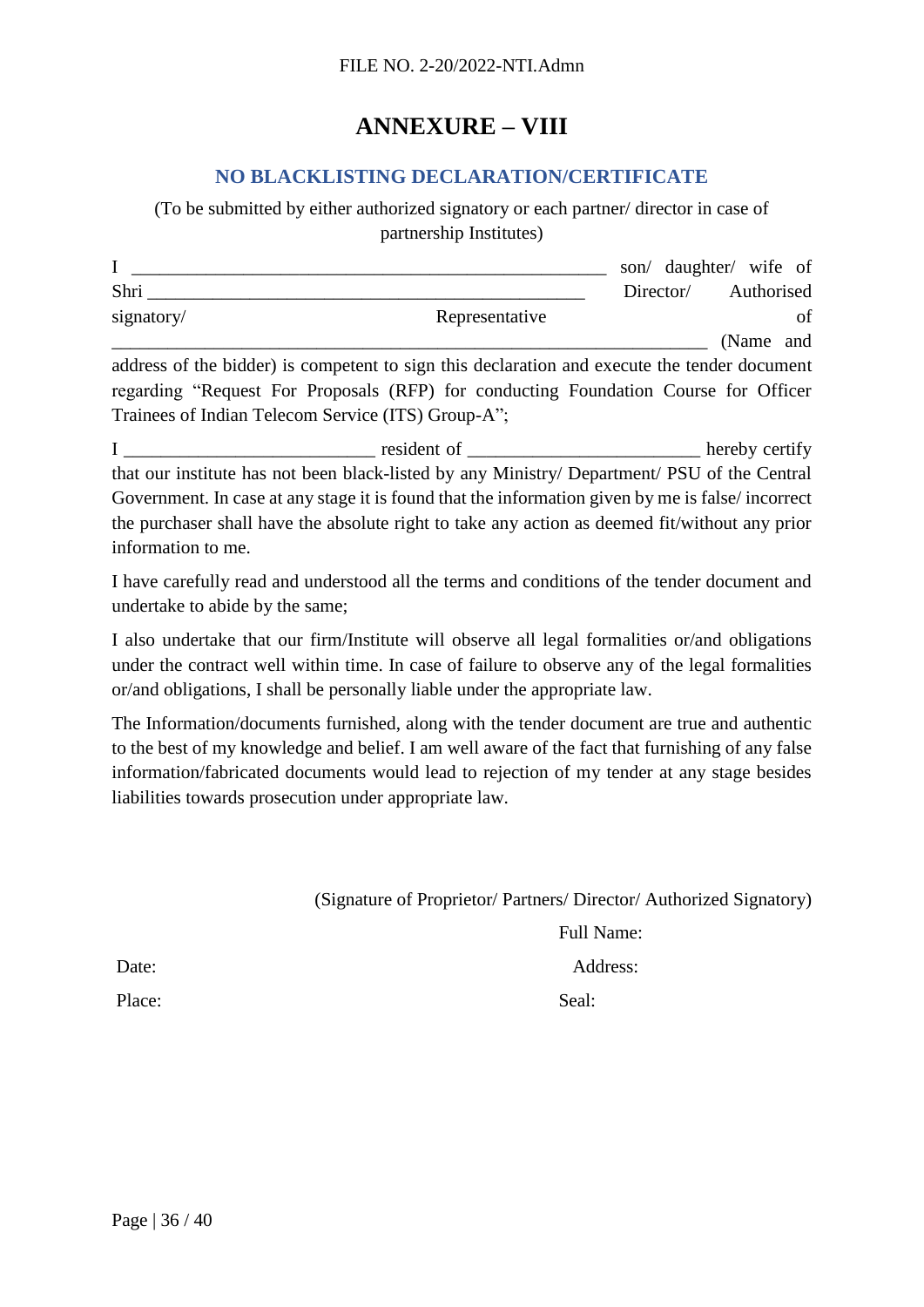# ANNEXURE – VIII

## NO BLACKLISTING DECLARATION/CERTIFICATE

(To be submitted by either authorized signatory or each partner/ director in case of partnership Institutes)

I ____________________________________________________ son/ daughter/ wife of Shri _______________________________________________ Director/ Authorised signatory/ Representative of _________________________________________________________________ (Name and address of the bidder) is competent to sign this declaration and execute the tender document regarding "Request For Proposals (RFP) for conducting Foundation Course for Officer Trainees of Indian Telecom Service (ITS) Group-A";

I ___________________________ resident of _________________________ hereby certify that our institute has not been black-listed by any Ministry/ Department/ PSU of the Central Government. In case at any stage it is found that the information given by me is false/ incorrect the purchaser shall have the absolute right to take any action as deemed fit/without any prior information to me.

I have carefully read and understood all the terms and conditions of the tender document and undertake to abide by the same;

I also undertake that our firm/Institute will observe all legal formalities or/and obligations under the contract well within time. In case of failure to observe any of the legal formalities or/and obligations, I shall be personally liable under the appropriate law.

The Information/documents furnished, along with the tender document are true and authentic to the best of my knowledge and belief. I am well aware of the fact that furnishing of any false information/fabricated documents would lead to rejection of my tender at any stage besides liabilities towards prosecution under appropriate law.

(Signature of Proprietor/ Partners/ Director/ Authorized Signatory)

Full Name:

Date:

Address:

Place:

Seal: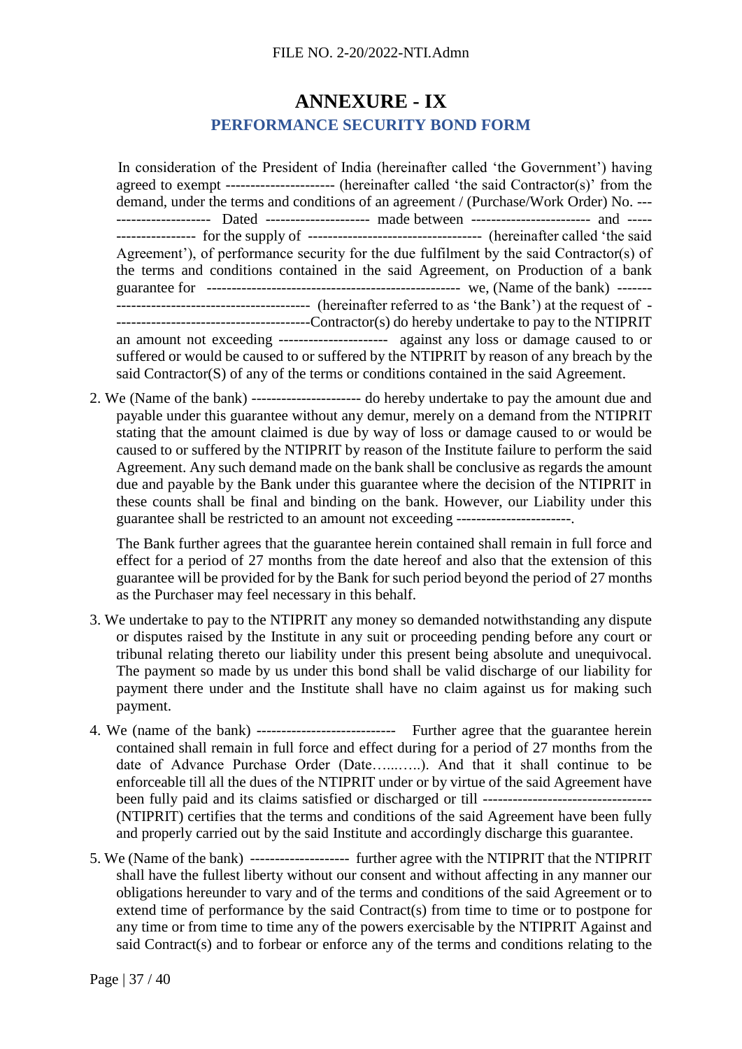# ANNEXURE - IX

## PERFORMANCE SECURITY BOND FORM

In consideration of the President of India (hereinafter called 'the Government') having agreed to exempt --------------------- (hereinafter called 'the said Contractor(s)' from the demand, under the terms and conditions of an agreement / (Purchase/Work Order) No. ---------------------- Dated -------------------- made between ----------------------- and --------------------- for the supply of ---------------------------------- (hereinafter called 'the said Agreement'), of performance security for the due fulfilment by the said Contractor(s) of the terms and conditions contained in the said Agreement, on Production of a bank guarantee for ------------------------------------------------- we, (Name of the bank) ----------------------------------------------- (hereinafter referred to as 'the Bank') at the request of ----------------------------------------Contractor(s) do hereby undertake to pay to the NTIPRIT an amount not exceeding --------------------- against any loss or damage caused to or suffered or would be caused to or suffered by the NTIPRIT by reason of any breach by the said Contractor(S) of any of the terms or conditions contained in the said Agreement.

2. We (Name of the bank) --------------------- do hereby undertake to pay the amount due and payable under this guarantee without any demur, merely on a demand from the NTIPRIT stating that the amount claimed is due by way of loss or damage caused to or would be caused to or suffered by the NTIPRIT by reason of the Institute failure to perform the said Agreement. Any such demand made on the bank shall be conclusive as regards the amount due and payable by the Bank under this guarantee where the decision of the NTIPRIT in these counts shall be final and binding on the bank. However, our Liability under this guarantee shall be restricted to an amount not exceeding -----------------------.

   The Bank further agrees that the guarantee herein contained shall remain in full force and effect for a period of 27 months from the date hereof and also that the extension of this guarantee will be provided for by the Bank for such period beyond the period of 27 months as the Purchaser may feel necessary in this behalf.

3. We undertake to pay to the NTIPRIT any money so demanded notwithstanding any dispute or disputes raised by the Institute in any suit or proceeding pending before any court or tribunal relating thereto our liability under this present being absolute and unequivocal. The payment so made by us under this bond shall be valid discharge of our liability for payment there under and the Institute shall have no claim against us for making such payment.

4. We (name of the bank) ---------------------------- Further agree that the guarantee herein contained shall remain in full force and effect during for a period of 27 months from the date of Advance Purchase Order (Date…...…..). And that it shall continue to be enforceable till all the dues of the NTIPRIT under or by virtue of the said Agreement have been fully paid and its claims satisfied or discharged or till --------------------------------- (NTIPRIT) certifies that the terms and conditions of the said Agreement have been fully and properly carried out by the said Institute and accordingly discharge this guarantee.

5. We (Name of the bank) ------------------- further agree with the NTIPRIT that the NTIPRIT shall have the fullest liberty without our consent and without affecting in any manner our obligations hereunder to vary and of the terms and conditions of the said Agreement or to extend time of performance by the said Contract(s) from time to time or to postpone for any time or from time to time any of the powers exercisable by the NTIPRIT Against and said Contract(s) and to forbear or enforce any of the terms and conditions relating to the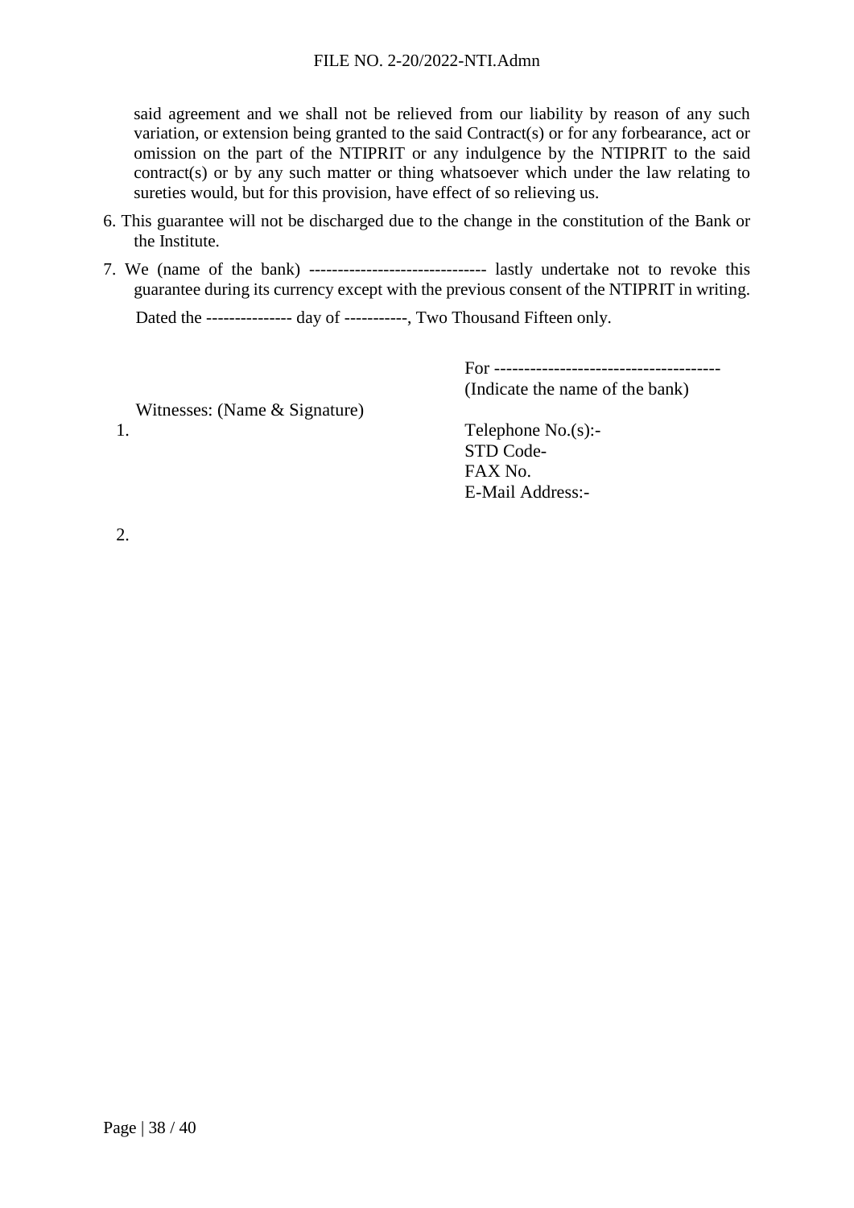said agreement and we shall not be relieved from our liability by reason of any such variation, or extension being granted to the said Contract(s) or for any forbearance, act or omission on the part of the NTIPRIT or any indulgence by the NTIPRIT to the said contract(s) or by any such matter or thing whatsoever which under the law relating to sureties would, but for this provision, have effect of so relieving us.

6. This guarantee will not be discharged due to the change in the constitution of the Bank or the Institute.
7. We (name of the bank) ------------------------------- lastly undertake not to revoke this guarantee during its currency except with the previous consent of the NTIPRIT in writing.

Dated the --------------- day of -----------, Two Thousand Fifteen only.

For --------------------------------------
(Indicate the name of the bank)

Witnesses: (Name & Signature)

1.

Telephone No.(s):-
STD Code-
FAX No.
E-Mail Address:-

2.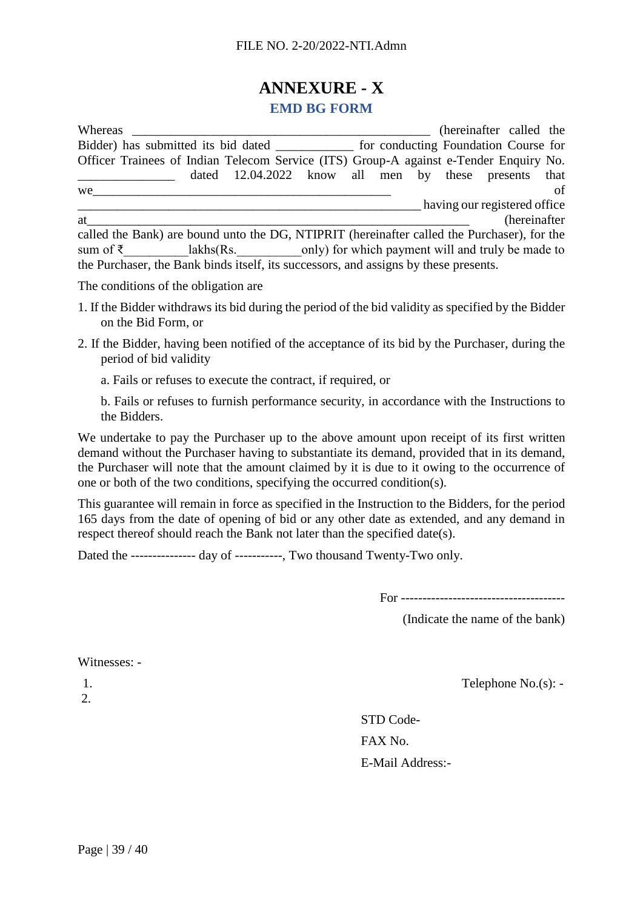# ANNEXURE - X

## EMD BG FORM

Whereas _______________________________________________ (hereinafter called the Bidder) has submitted its bid dated ____________ for conducting Foundation Course for Officer Trainees of Indian Telecom Service (ITS) Group-A against e-Tender Enquiry No. _______________ dated 12.04.2022 know all men by these presents that we_______________________________________________ of ______________________________________________________ having our registered office at___________________________________________________________ (hereinafter called the Bank) are bound unto the DG, NTIPRIT (hereinafter called the Purchaser), for the sum of ₹__________lakhs(Rs.__________only) for which payment will and truly be made to the Purchaser, the Bank binds itself, its successors, and assigns by these presents.

The conditions of the obligation are

1. If the Bidder withdraws its bid during the period of the bid validity as specified by the Bidder on the Bid Form, or
2. If the Bidder, having been notified of the acceptance of its bid by the Purchaser, during the period of bid validity
   a. Fails or refuses to execute the contract, if required, or
   b. Fails or refuses to furnish performance security, in accordance with the Instructions to the Bidders.

We undertake to pay the Purchaser up to the above amount upon receipt of its first written demand without the Purchaser having to substantiate its demand, provided that in its demand, the Purchaser will note that the amount claimed by it is due to it owing to the occurrence of one or both of the two conditions, specifying the occurred condition(s).

This guarantee will remain in force as specified in the Instruction to the Bidders, for the period 165 days from the date of opening of bid or any other date as extended, and any demand in respect thereof should reach the Bank not later than the specified date(s).

Dated the -------------- day of -----------, Two thousand Twenty-Two only.

For -------------------------------------

(Indicate the name of the bank)

Witnesses: -

1.
2.

Telephone No.(s): -

STD Code-

FAX No.

E-Mail Address:-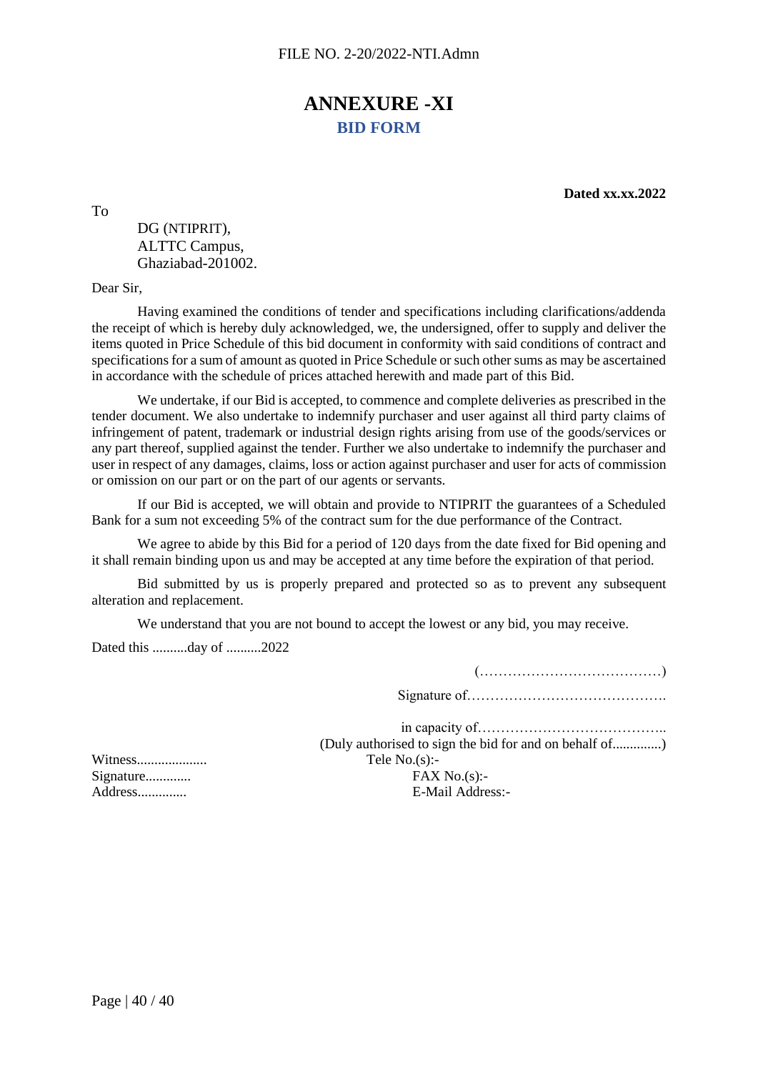FILE NO. 2-20/2022-NTI.Admn

# ANNEXURE -XI

## BID FORM

**Dated xx.xx.2022**

To

DG (NTIPRIT),
ALTTC Campus,
Ghaziabad-201002.

Dear Sir,

Having examined the conditions of tender and specifications including clarifications/addenda the receipt of which is hereby duly acknowledged, we, the undersigned, offer to supply and deliver the items quoted in Price Schedule of this bid document in conformity with said conditions of contract and specifications for a sum of amount as quoted in Price Schedule or such other sums as may be ascertained in accordance with the schedule of prices attached herewith and made part of this Bid.

We undertake, if our Bid is accepted, to commence and complete deliveries as prescribed in the tender document. We also undertake to indemnify purchaser and user against all third party claims of infringement of patent, trademark or industrial design rights arising from use of the goods/services or any part thereof, supplied against the tender. Further we also undertake to indemnify the purchaser and user in respect of any damages, claims, loss or action against purchaser and user for acts of commission or omission on our part or on the part of our agents or servants.

If our Bid is accepted, we will obtain and provide to NTIPRIT the guarantees of a Scheduled Bank for a sum not exceeding 5% of the contract sum for the due performance of the Contract.

We agree to abide by this Bid for a period of 120 days from the date fixed for Bid opening and it shall remain binding upon us and may be accepted at any time before the expiration of that period.

Bid submitted by us is properly prepared and protected so as to prevent any subsequent alteration and replacement.

We understand that you are not bound to accept the lowest or any bid, you may receive.

Dated this ..........day of ..........2022

(…………………………………)

Signature of…………………………………….

in capacity of…………………………………..
(Duly authorised to sign the bid for and on behalf of..............)

Tele No.(s):-
FAX No.(s):-
E-Mail Address:-

Witness....................
Signature.............
Address.............